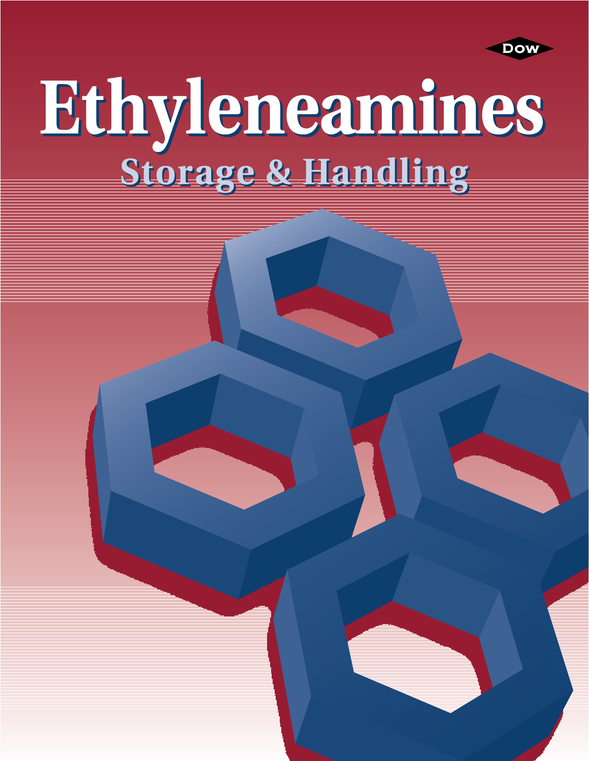Dow

# Ethyleneamines

## Storage & Handling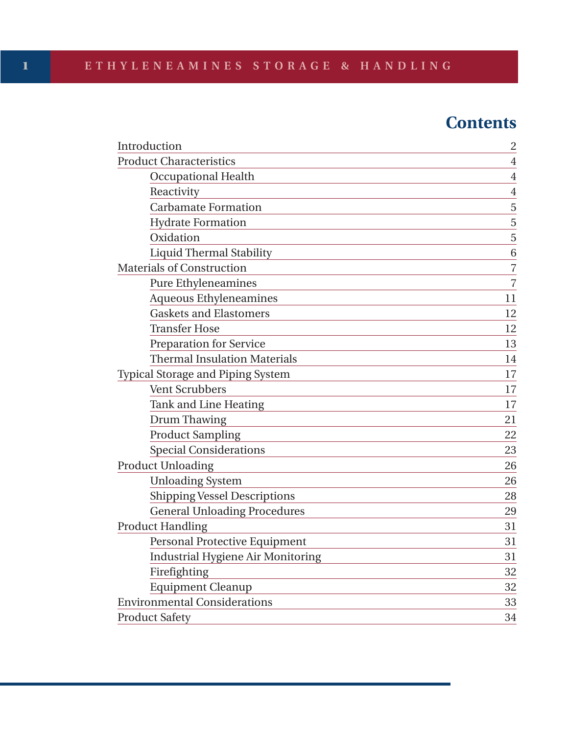# Contents

| | |
|---|---|
| Introduction | 2 |
| Product Characteristics | 4 |
| Occupational Health | 4 |
| Reactivity | 4 |
| Carbamate Formation | 5 |
| Hydrate Formation | 5 |
| Oxidation | 5 |
| Liquid Thermal Stability | 6 |
| Materials of Construction | 7 |
| Pure Ethyleneamines | 7 |
| Aqueous Ethyleneamines | 11 |
| Gaskets and Elastomers | 12 |
| Transfer Hose | 12 |
| Preparation for Service | 13 |
| Thermal Insulation Materials | 14 |
| Typical Storage and Piping System | 17 |
| Vent Scrubbers | 17 |
| Tank and Line Heating | 17 |
| Drum Thawing | 21 |
| Product Sampling | 22 |
| Special Considerations | 23 |
| Product Unloading | 26 |
| Unloading System | 26 |
| Shipping Vessel Descriptions | 28 |
| General Unloading Procedures | 29 |
| Product Handling | 31 |
| Personal Protective Equipment | 31 |
| Industrial Hygiene Air Monitoring | 31 |
| Firefighting | 32 |
| Equipment Cleanup | 32 |
| Environmental Considerations | 33 |
| Product Safety | 34 |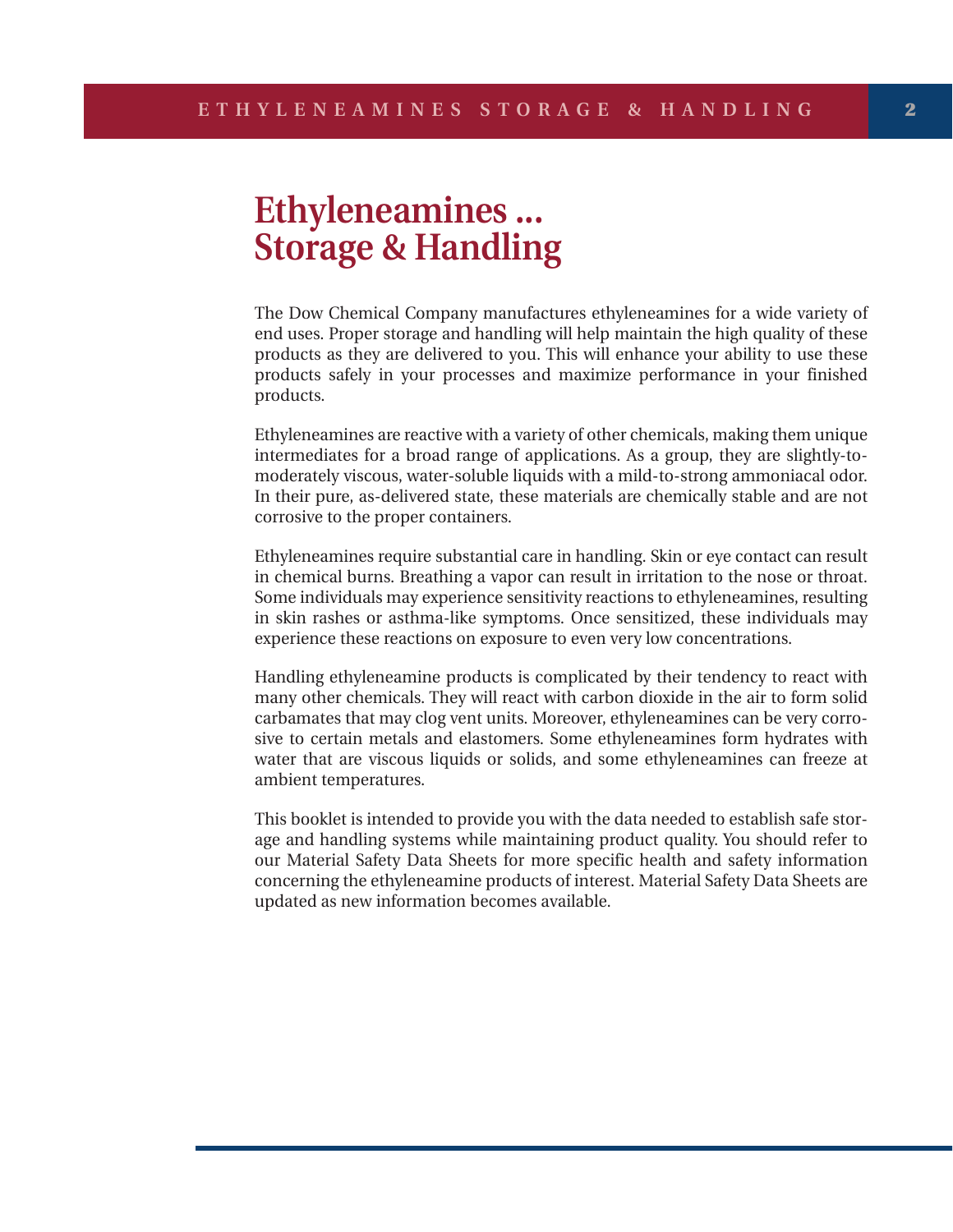# Ethyleneamines ... Storage & Handling

The Dow Chemical Company manufactures ethyleneamines for a wide variety of end uses. Proper storage and handling will help maintain the high quality of these products as they are delivered to you. This will enhance your ability to use these products safely in your processes and maximize performance in your finished products.

Ethyleneamines are reactive with a variety of other chemicals, making them unique intermediates for a broad range of applications. As a group, they are slightly-to-moderately viscous, water-soluble liquids with a mild-to-strong ammoniacal odor. In their pure, as-delivered state, these materials are chemically stable and are not corrosive to the proper containers.

Ethyleneamines require substantial care in handling. Skin or eye contact can result in chemical burns. Breathing a vapor can result in irritation to the nose or throat. Some individuals may experience sensitivity reactions to ethyleneamines, resulting in skin rashes or asthma-like symptoms. Once sensitized, these individuals may experience these reactions on exposure to even very low concentrations.

Handling ethyleneamine products is complicated by their tendency to react with many other chemicals. They will react with carbon dioxide in the air to form solid carbamates that may clog vent units. Moreover, ethyleneamines can be very corrosive to certain metals and elastomers. Some ethyleneamines form hydrates with water that are viscous liquids or solids, and some ethyleneamines can freeze at ambient temperatures.

This booklet is intended to provide you with the data needed to establish safe storage and handling systems while maintaining product quality. You should refer to our Material Safety Data Sheets for more specific health and safety information concerning the ethyleneamine products of interest. Material Safety Data Sheets are updated as new information becomes available.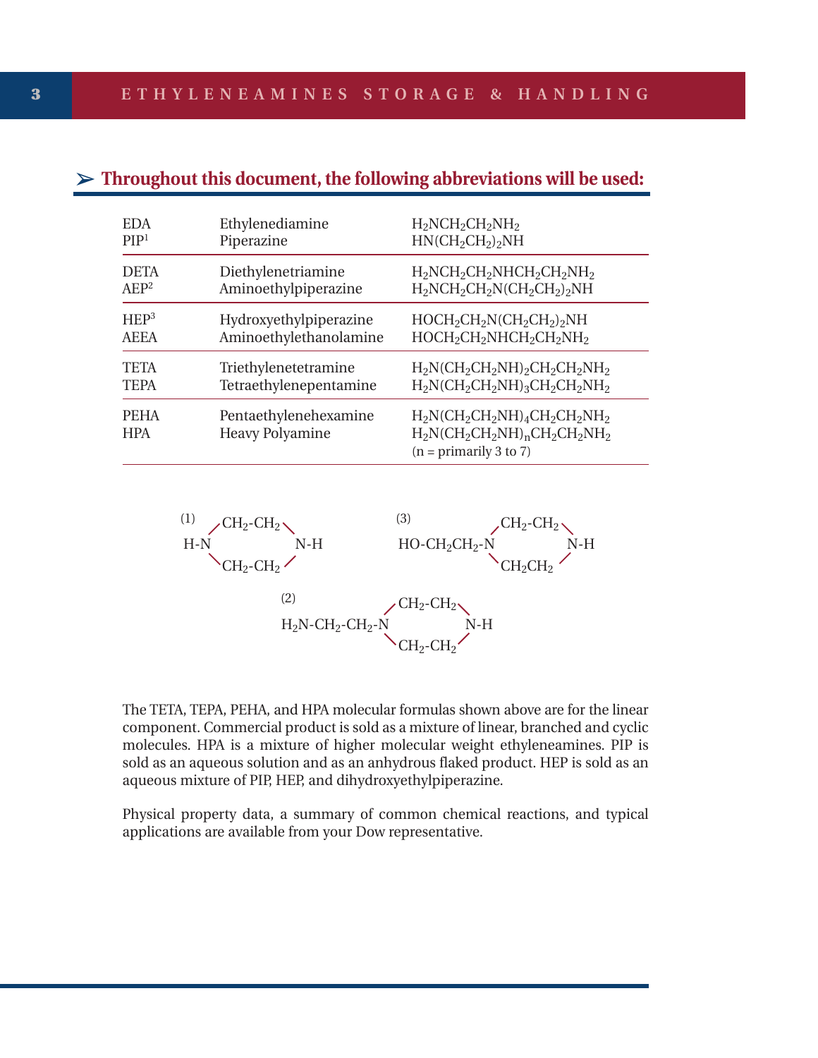## ➢ Throughout this document, the following abbreviations will be used:

| | | |
|---|---|---|
| EDA | Ethylenediamine | $H_2NCH_2CH_2NH_2$ |
| PIP[1] | Piperazine | $HN(CH_2CH_2)_2NH$ |
| DETA | Diethylenetriamine | $H_2NCH_2CH_2NHCH_2CH_2NH_2$ |
| AEP[2] | Aminoethylpiperazine | $H_2NCH_2CH_2N(CH_2CH_2)_2NH$ |
| HEP[3] | Hydroxyethylpiperazine | $HOCH_2CH_2N(CH_2CH_2)_2NH$ |
| AEEA | Aminoethylethanolamine | $HOCH_2CH_2NHCH_2CH_2NH_2$ |
| TETA | Triethylenetetramine | $H_2N(CH_2CH_2NH)_2CH_2CH_2NH_2$ |
| TEPA | Tetraethylenepentamine | $H_2N(CH_2CH_2NH)_3CH_2CH_2NH_2$ |
| PEHA | Pentaethylenehexamine | $H_2N(CH_2CH_2NH)_4CH_2CH_2NH_2$ |
| HPA | Heavy Polyamine | $H_2N(CH_2CH_2NH)_nCH_2CH_2NH_2$ (n = primarily 3 to 7) |

(1) H-N(CH₂-CH₂)(CH₂-CH₂)N-H — ring: $H\text{-}N\langle^{CH_2\text{-}CH_2}_{CH_2\text{-}CH_2}\rangle N\text{-}H$

(2) $H_2N\text{-}CH_2\text{-}CH_2\text{-}N\langle^{CH_2\text{-}CH_2}_{CH_2\text{-}CH_2}\rangle N\text{-}H$

(3) $HO\text{-}CH_2CH_2\text{-}N\langle^{CH_2\text{-}CH_2}_{CH_2CH_2}\rangle N\text{-}H$

The TETA, TEPA, PEHA, and HPA molecular formulas shown above are for the linear component. Commercial product is sold as a mixture of linear, branched and cyclic molecules. HPA is a mixture of higher molecular weight ethyleneamines. PIP is sold as an aqueous solution and as an anhydrous flaked product. HEP is sold as an aqueous mixture of PIP, HEP, and dihydroxyethylpiperazine.

Physical property data, a summary of common chemical reactions, and typical applications are available from your Dow representative.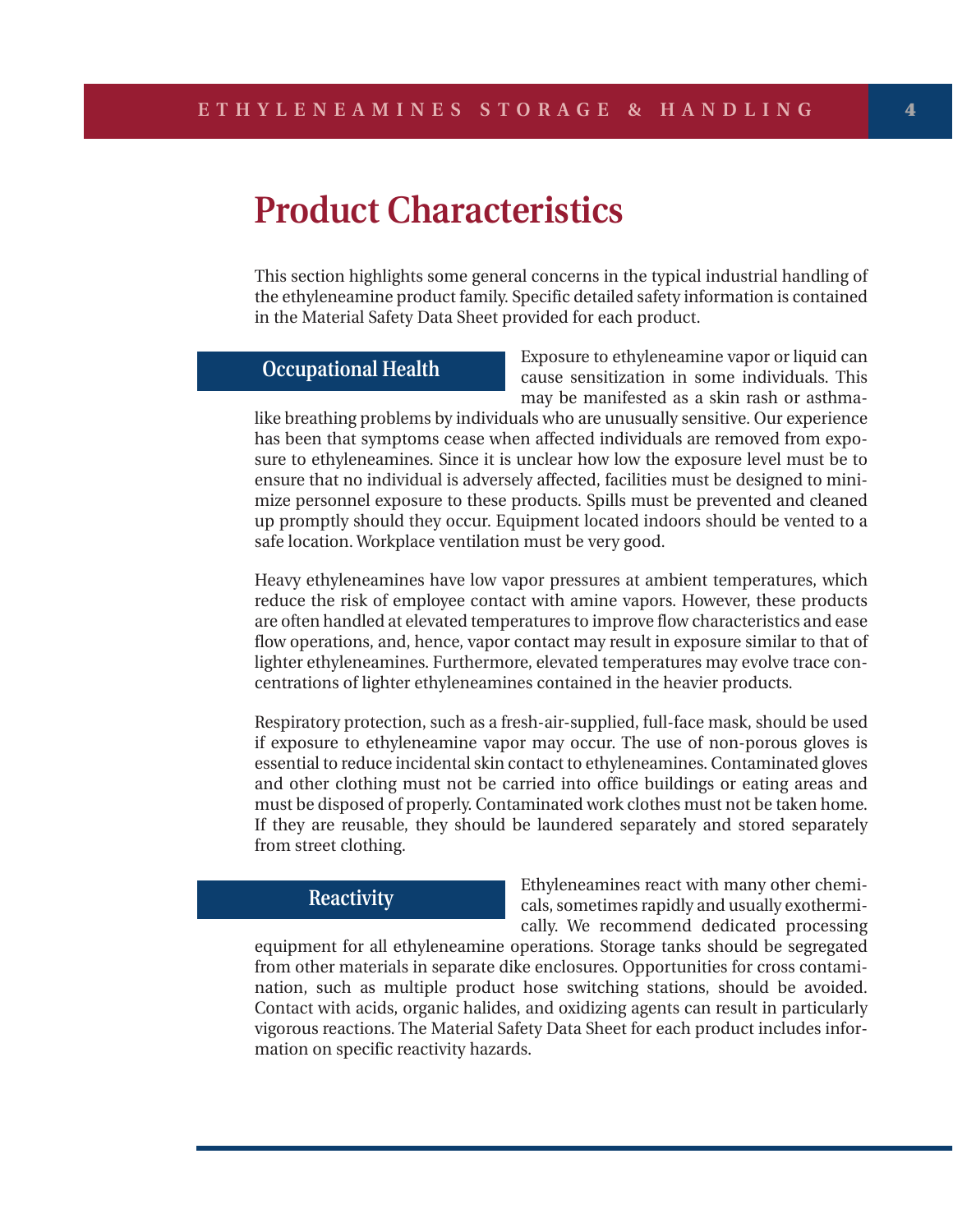# Product Characteristics

This section highlights some general concerns in the typical industrial handling of the ethyleneamine product family. Specific detailed safety information is contained in the Material Safety Data Sheet provided for each product.

## Occupational Health

Exposure to ethyleneamine vapor or liquid can cause sensitization in some individuals. This may be manifested as a skin rash or asthma-like breathing problems by individuals who are unusually sensitive. Our experience has been that symptoms cease when affected individuals are removed from exposure to ethyleneamines. Since it is unclear how low the exposure level must be to ensure that no individual is adversely affected, facilities must be designed to minimize personnel exposure to these products. Spills must be prevented and cleaned up promptly should they occur. Equipment located indoors should be vented to a safe location. Workplace ventilation must be very good.

Heavy ethyleneamines have low vapor pressures at ambient temperatures, which reduce the risk of employee contact with amine vapors. However, these products are often handled at elevated temperatures to improve flow characteristics and ease flow operations, and, hence, vapor contact may result in exposure similar to that of lighter ethyleneamines. Furthermore, elevated temperatures may evolve trace concentrations of lighter ethyleneamines contained in the heavier products.

Respiratory protection, such as a fresh-air-supplied, full-face mask, should be used if exposure to ethyleneamine vapor may occur. The use of non-porous gloves is essential to reduce incidental skin contact to ethyleneamines. Contaminated gloves and other clothing must not be carried into office buildings or eating areas and must be disposed of properly. Contaminated work clothes must not be taken home. If they are reusable, they should be laundered separately and stored separately from street clothing.

## Reactivity

Ethyleneamines react with many other chemicals, sometimes rapidly and usually exothermically. We recommend dedicated processing equipment for all ethyleneamine operations. Storage tanks should be segregated from other materials in separate dike enclosures. Opportunities for cross contamination, such as multiple product hose switching stations, should be avoided. Contact with acids, organic halides, and oxidizing agents can result in particularly vigorous reactions. The Material Safety Data Sheet for each product includes information on specific reactivity hazards.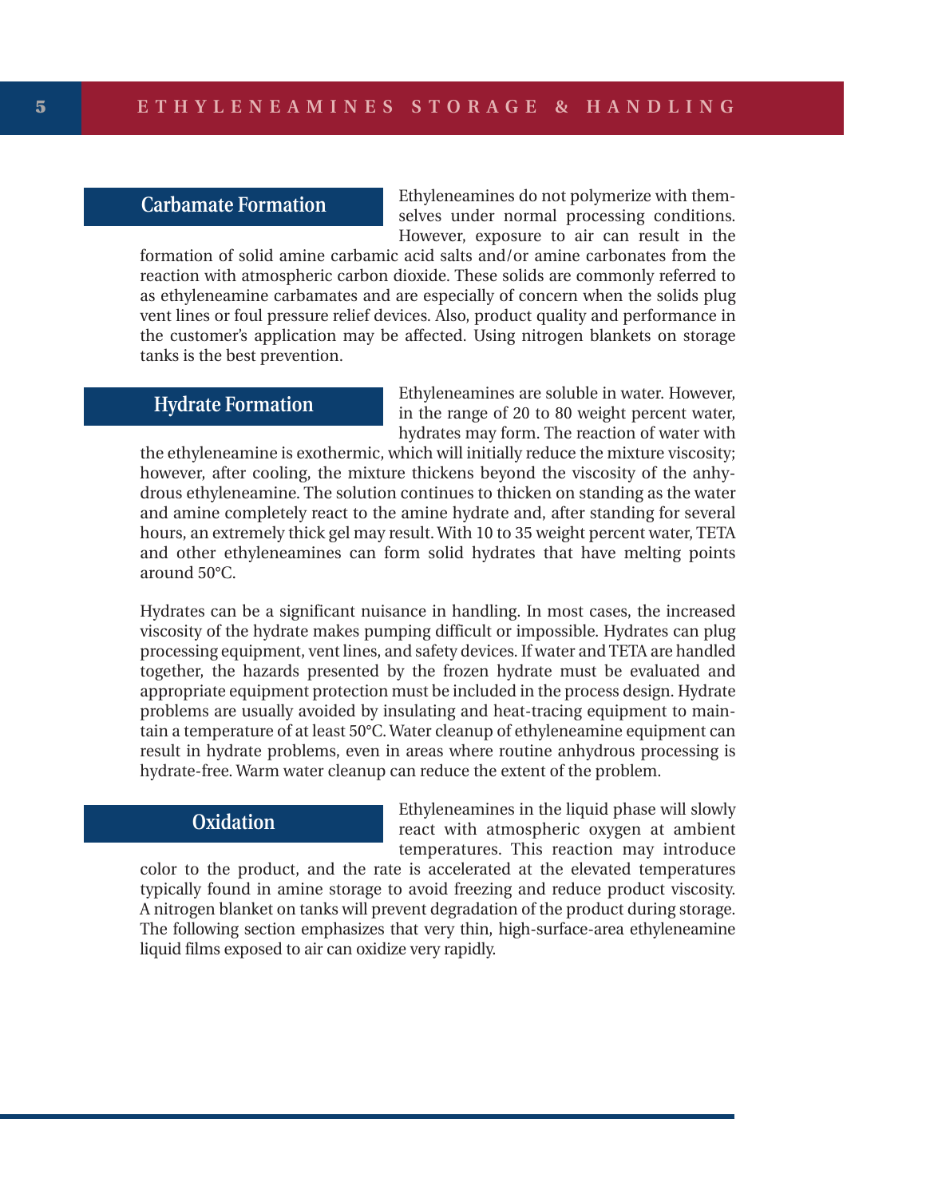## Carbamate Formation

Ethyleneamines do not polymerize with themselves under normal processing conditions. However, exposure to air can result in the formation of solid amine carbamic acid salts and/or amine carbonates from the reaction with atmospheric carbon dioxide. These solids are commonly referred to as ethyleneamine carbamates and are especially of concern when the solids plug vent lines or foul pressure relief devices. Also, product quality and performance in the customer's application may be affected. Using nitrogen blankets on storage tanks is the best prevention.

## Hydrate Formation

Ethyleneamines are soluble in water. However, in the range of 20 to 80 weight percent water, hydrates may form. The reaction of water with the ethyleneamine is exothermic, which will initially reduce the mixture viscosity; however, after cooling, the mixture thickens beyond the viscosity of the anhydrous ethyleneamine. The solution continues to thicken on standing as the water and amine completely react to the amine hydrate and, after standing for several hours, an extremely thick gel may result. With 10 to 35 weight percent water, TETA and other ethyleneamines can form solid hydrates that have melting points around 50°C.

Hydrates can be a significant nuisance in handling. In most cases, the increased viscosity of the hydrate makes pumping difficult or impossible. Hydrates can plug processing equipment, vent lines, and safety devices. If water and TETA are handled together, the hazards presented by the frozen hydrate must be evaluated and appropriate equipment protection must be included in the process design. Hydrate problems are usually avoided by insulating and heat-tracing equipment to maintain a temperature of at least 50°C. Water cleanup of ethyleneamine equipment can result in hydrate problems, even in areas where routine anhydrous processing is hydrate-free. Warm water cleanup can reduce the extent of the problem.

## Oxidation

Ethyleneamines in the liquid phase will slowly react with atmospheric oxygen at ambient temperatures. This reaction may introduce color to the product, and the rate is accelerated at the elevated temperatures typically found in amine storage to avoid freezing and reduce product viscosity. A nitrogen blanket on tanks will prevent degradation of the product during storage. The following section emphasizes that very thin, high-surface-area ethyleneamine liquid films exposed to air can oxidize very rapidly.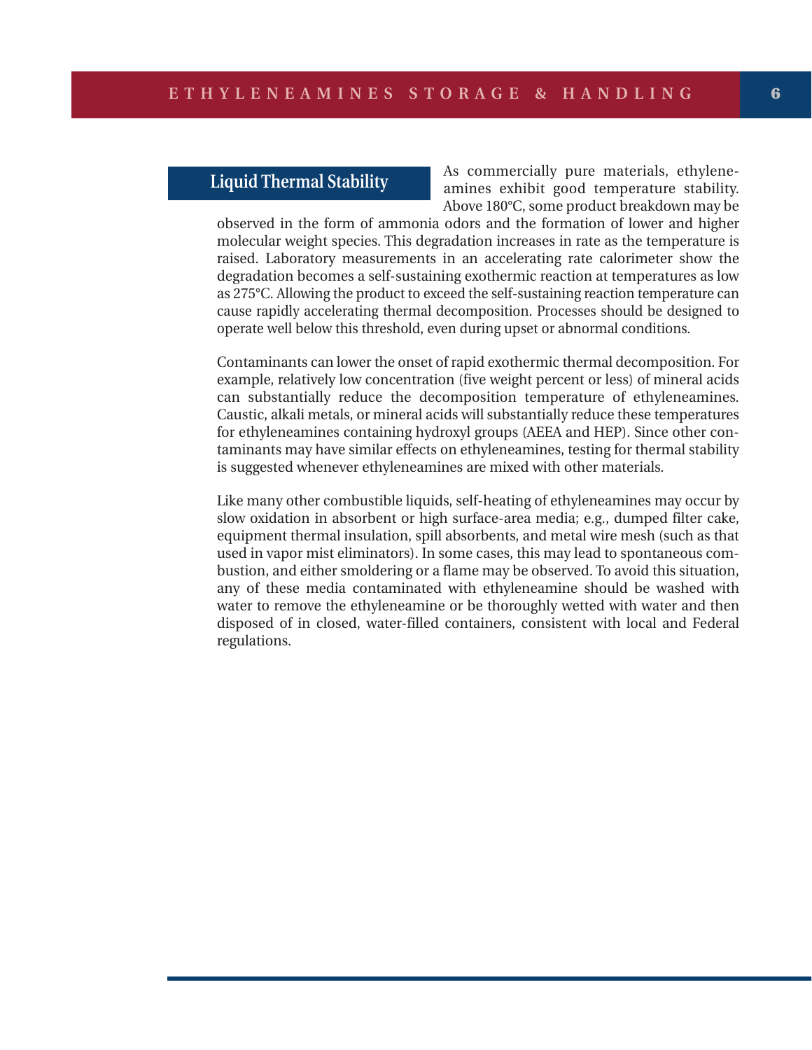## Liquid Thermal Stability

As commercially pure materials, ethyleneamines exhibit good temperature stability. Above 180°C, some product breakdown may be observed in the form of ammonia odors and the formation of lower and higher molecular weight species. This degradation increases in rate as the temperature is raised. Laboratory measurements in an accelerating rate calorimeter show the degradation becomes a self-sustaining exothermic reaction at temperatures as low as 275°C. Allowing the product to exceed the self-sustaining reaction temperature can cause rapidly accelerating thermal decomposition. Processes should be designed to operate well below this threshold, even during upset or abnormal conditions.

Contaminants can lower the onset of rapid exothermic thermal decomposition. For example, relatively low concentration (five weight percent or less) of mineral acids can substantially reduce the decomposition temperature of ethyleneamines. Caustic, alkali metals, or mineral acids will substantially reduce these temperatures for ethyleneamines containing hydroxyl groups (AEEA and HEP). Since other contaminants may have similar effects on ethyleneamines, testing for thermal stability is suggested whenever ethyleneamines are mixed with other materials.

Like many other combustible liquids, self-heating of ethyleneamines may occur by slow oxidation in absorbent or high surface-area media; e.g., dumped filter cake, equipment thermal insulation, spill absorbents, and metal wire mesh (such as that used in vapor mist eliminators). In some cases, this may lead to spontaneous combustion, and either smoldering or a flame may be observed. To avoid this situation, any of these media contaminated with ethyleneamine should be washed with water to remove the ethyleneamine or be thoroughly wetted with water and then disposed of in closed, water-filled containers, consistent with local and Federal regulations.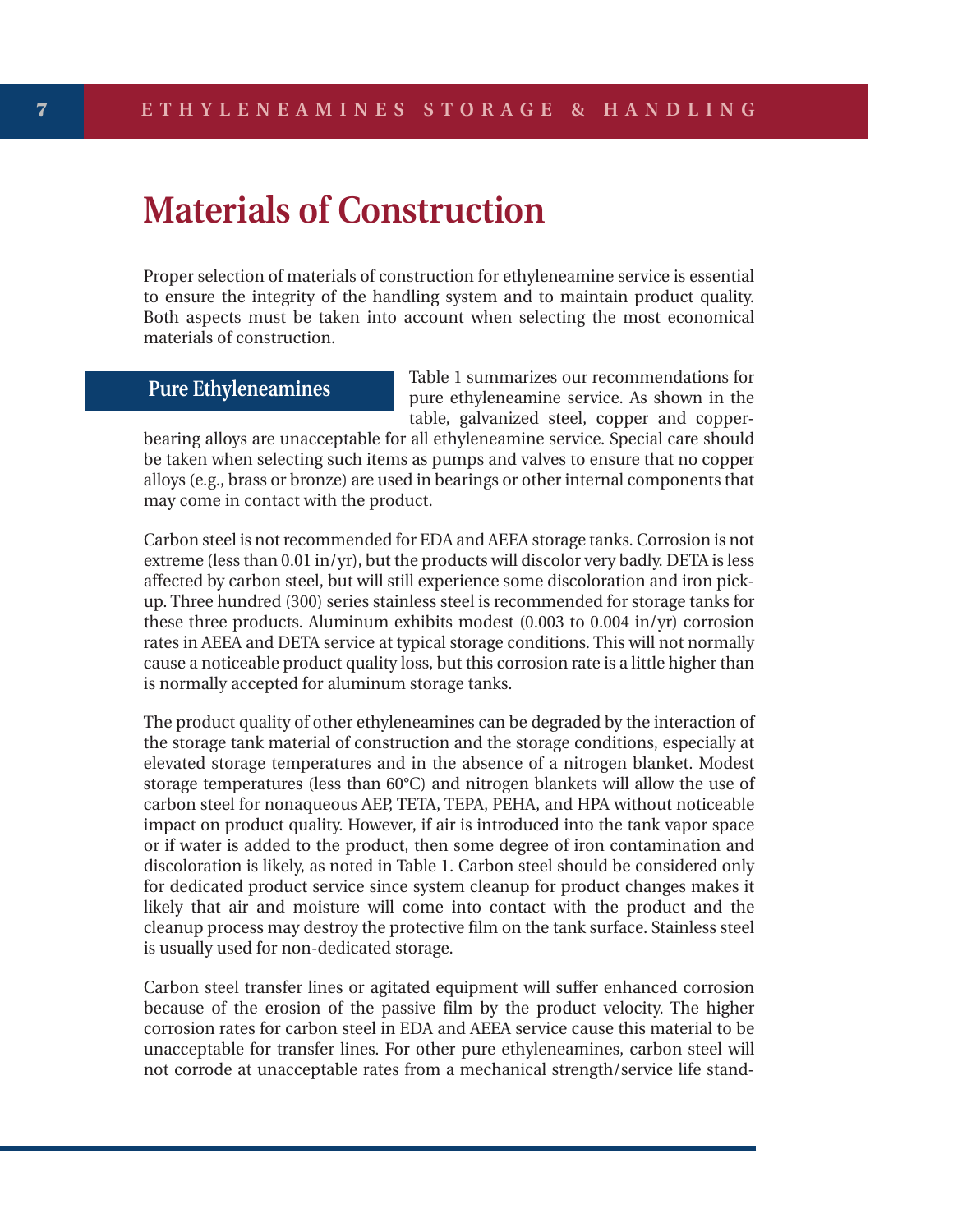# Materials of Construction

Proper selection of materials of construction for ethyleneamine service is essential to ensure the integrity of the handling system and to maintain product quality. Both aspects must be taken into account when selecting the most economical materials of construction.

## Pure Ethyleneamines

Table 1 summarizes our recommendations for pure ethyleneamine service. As shown in the table, galvanized steel, copper and copper-bearing alloys are unacceptable for all ethyleneamine service. Special care should be taken when selecting such items as pumps and valves to ensure that no copper alloys (e.g., brass or bronze) are used in bearings or other internal components that may come in contact with the product.

Carbon steel is not recommended for EDA and AEEA storage tanks. Corrosion is not extreme (less than 0.01 in/yr), but the products will discolor very badly. DETA is less affected by carbon steel, but will still experience some discoloration and iron pick-up. Three hundred (300) series stainless steel is recommended for storage tanks for these three products. Aluminum exhibits modest (0.003 to 0.004 in/yr) corrosion rates in AEEA and DETA service at typical storage conditions. This will not normally cause a noticeable product quality loss, but this corrosion rate is a little higher than is normally accepted for aluminum storage tanks.

The product quality of other ethyleneamines can be degraded by the interaction of the storage tank material of construction and the storage conditions, especially at elevated storage temperatures and in the absence of a nitrogen blanket. Modest storage temperatures (less than 60°C) and nitrogen blankets will allow the use of carbon steel for nonaqueous AEP, TETA, TEPA, PEHA, and HPA without noticeable impact on product quality. However, if air is introduced into the tank vapor space or if water is added to the product, then some degree of iron contamination and discoloration is likely, as noted in Table 1. Carbon steel should be considered only for dedicated product service since system cleanup for product changes makes it likely that air and moisture will come into contact with the product and the cleanup process may destroy the protective film on the tank surface. Stainless steel is usually used for non-dedicated storage.

Carbon steel transfer lines or agitated equipment will suffer enhanced corrosion because of the erosion of the passive film by the product velocity. The higher corrosion rates for carbon steel in EDA and AEEA service cause this material to be unacceptable for transfer lines. For other pure ethyleneamines, carbon steel will not corrode at unacceptable rates from a mechanical strength/service life stand-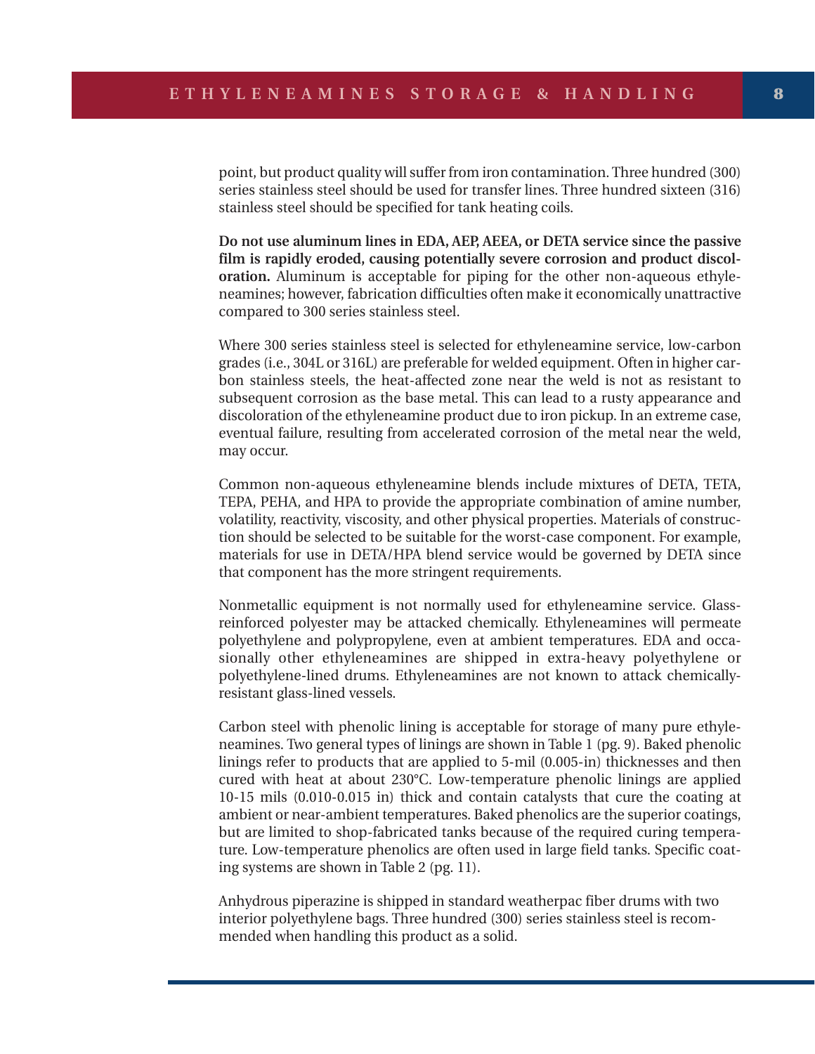point, but product quality will suffer from iron contamination. Three hundred (300) series stainless steel should be used for transfer lines. Three hundred sixteen (316) stainless steel should be specified for tank heating coils.

**Do not use aluminum lines in EDA, AEP, AEEA, or DETA service since the passive film is rapidly eroded, causing potentially severe corrosion and product discoloration.** Aluminum is acceptable for piping for the other non-aqueous ethyleneamines; however, fabrication difficulties often make it economically unattractive compared to 300 series stainless steel.

Where 300 series stainless steel is selected for ethyleneamine service, low-carbon grades (i.e., 304L or 316L) are preferable for welded equipment. Often in higher carbon stainless steels, the heat-affected zone near the weld is not as resistant to subsequent corrosion as the base metal. This can lead to a rusty appearance and discoloration of the ethyleneamine product due to iron pickup. In an extreme case, eventual failure, resulting from accelerated corrosion of the metal near the weld, may occur.

Common non-aqueous ethyleneamine blends include mixtures of DETA, TETA, TEPA, PEHA, and HPA to provide the appropriate combination of amine number, volatility, reactivity, viscosity, and other physical properties. Materials of construction should be selected to be suitable for the worst-case component. For example, materials for use in DETA/HPA blend service would be governed by DETA since that component has the more stringent requirements.

Nonmetallic equipment is not normally used for ethyleneamine service. Glass-reinforced polyester may be attacked chemically. Ethyleneamines will permeate polyethylene and polypropylene, even at ambient temperatures. EDA and occasionally other ethyleneamines are shipped in extra-heavy polyethylene or polyethylene-lined drums. Ethyleneamines are not known to attack chemically-resistant glass-lined vessels.

Carbon steel with phenolic lining is acceptable for storage of many pure ethyleneamines. Two general types of linings are shown in Table 1 (pg. 9). Baked phenolic linings refer to products that are applied to 5-mil (0.005-in) thicknesses and then cured with heat at about 230°C. Low-temperature phenolic linings are applied 10-15 mils (0.010-0.015 in) thick and contain catalysts that cure the coating at ambient or near-ambient temperatures. Baked phenolics are the superior coatings, but are limited to shop-fabricated tanks because of the required curing temperature. Low-temperature phenolics are often used in large field tanks. Specific coating systems are shown in Table 2 (pg. 11).

Anhydrous piperazine is shipped in standard weatherpac fiber drums with two interior polyethylene bags. Three hundred (300) series stainless steel is recommended when handling this product as a solid.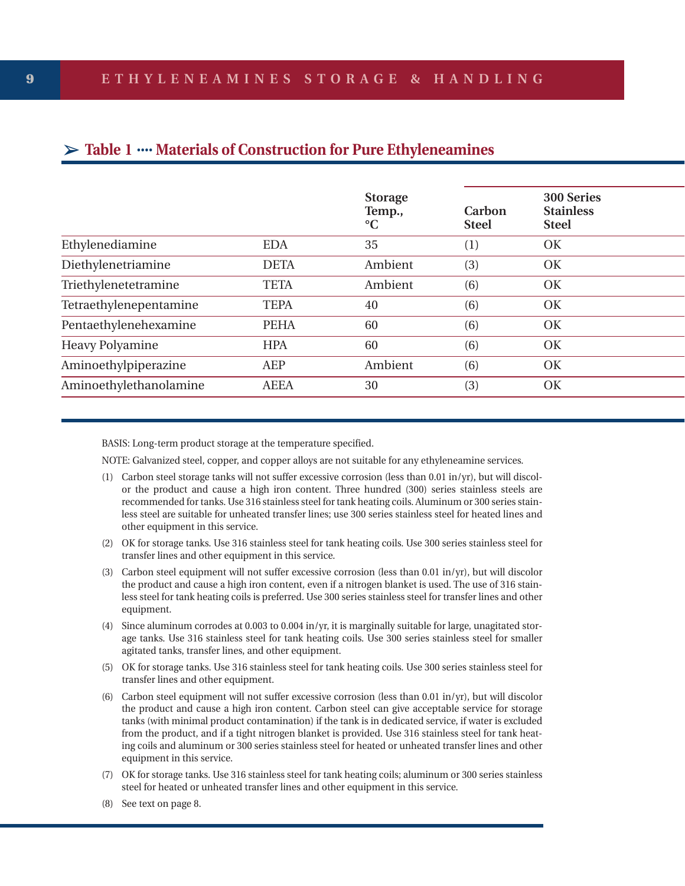## ➢ Table 1 ···· Materials of Construction for Pure Ethyleneamines

| | | Storage Temp., °C | Carbon Steel | 300 Series Stainless Steel |
|---|---|---|---|---|
| Ethylenediamine | EDA | 35 | (1) | OK |
| Diethylenetriamine | DETA | Ambient | (3) | OK |
| Triethylenetetramine | TETA | Ambient | (6) | OK |
| Tetraethylenepentamine | TEPA | 40 | (6) | OK |
| Pentaethylenehexamine | PEHA | 60 | (6) | OK |
| Heavy Polyamine | HPA | 60 | (6) | OK |
| Aminoethylpiperazine | AEP | Ambient | (6) | OK |
| Aminoethylethanolamine | AEEA | 30 | (3) | OK |

BASIS: Long-term product storage at the temperature specified.

NOTE: Galvanized steel, copper, and copper alloys are not suitable for any ethyleneamine services.

(1) Carbon steel storage tanks will not suffer excessive corrosion (less than 0.01 in/yr), but will discolor the product and cause a high iron content. Three hundred (300) series stainless steels are recommended for tanks. Use 316 stainless steel for tank heating coils. Aluminum or 300 series stainless steel are suitable for unheated transfer lines; use 300 series stainless steel for heated lines and other equipment in this service.

(2) OK for storage tanks. Use 316 stainless steel for tank heating coils. Use 300 series stainless steel for transfer lines and other equipment in this service.

(3) Carbon steel equipment will not suffer excessive corrosion (less than 0.01 in/yr), but will discolor the product and cause a high iron content, even if a nitrogen blanket is used. The use of 316 stainless steel for tank heating coils is preferred. Use 300 series stainless steel for transfer lines and other equipment.

(4) Since aluminum corrodes at 0.003 to 0.004 in/yr, it is marginally suitable for large, unagitated storage tanks. Use 316 stainless steel for tank heating coils. Use 300 series stainless steel for smaller agitated tanks, transfer lines, and other equipment.

(5) OK for storage tanks. Use 316 stainless steel for tank heating coils. Use 300 series stainless steel for transfer lines and other equipment.

(6) Carbon steel equipment will not suffer excessive corrosion (less than 0.01 in/yr), but will discolor the product and cause a high iron content. Carbon steel can give acceptable service for storage tanks (with minimal product contamination) if the tank is in dedicated service, if water is excluded from the product, and if a tight nitrogen blanket is provided. Use 316 stainless steel for tank heating coils and aluminum or 300 series stainless steel for heated or unheated transfer lines and other equipment in this service.

(7) OK for storage tanks. Use 316 stainless steel for tank heating coils; aluminum or 300 series stainless steel for heated or unheated transfer lines and other equipment in this service.

(8) See text on page 8.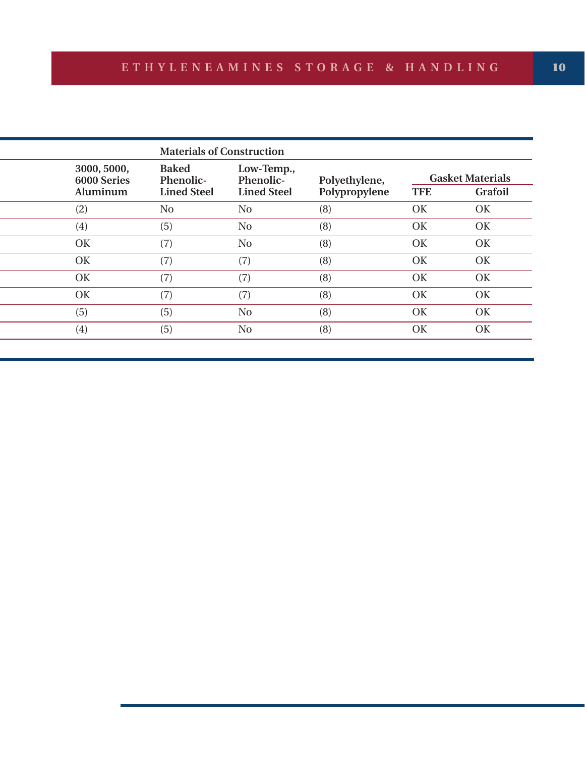| | Materials of Construction | | | | |
|---|---|---|---|---|---|
| 3000, 5000, 6000 Series Aluminum | Baked Phenolic-Lined Steel | Low-Temp., Phenolic-Lined Steel | Polyethylene, Polypropylene | Gasket Materials | |
| | | | | TFE | Grafoil |
| (2) | No | No | (8) | OK | OK |
| (4) | (5) | No | (8) | OK | OK |
| OK | (7) | No | (8) | OK | OK |
| OK | (7) | (7) | (8) | OK | OK |
| OK | (7) | (7) | (8) | OK | OK |
| OK | (7) | (7) | (8) | OK | OK |
| (5) | (5) | No | (8) | OK | OK |
| (4) | (5) | No | (8) | OK | OK |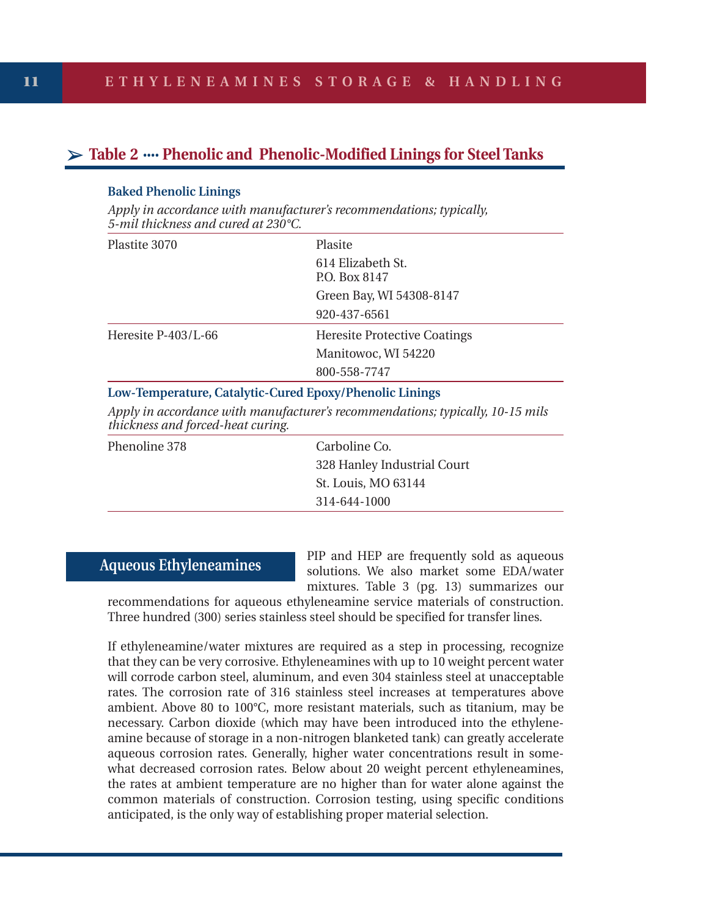## Table 2 ···· Phenolic and Phenolic-Modified Linings for Steel Tanks

**Baked Phenolic Linings**

*Apply in accordance with manufacturer's recommendations; typically, 5-mil thickness and cured at 230°C.*

| | |
|---|---|
| Plastite 3070 | Plasite<br>614 Elizabeth St.<br>P.O. Box 8147<br>Green Bay, WI 54308-8147<br>920-437-6561 |
| Heresite P-403/L-66 | Heresite Protective Coatings<br>Manitowoc, WI 54220<br>800-558-7747 |

**Low-Temperature, Catalytic-Cured Epoxy/Phenolic Linings**

*Apply in accordance with manufacturer's recommendations; typically, 10-15 mils thickness and forced-heat curing.*

| | |
|---|---|
| Phenoline 378 | Carboline Co.<br>328 Hanley Industrial Court<br>St. Louis, MO 63144<br>314-644-1000 |

## Aqueous Ethyleneamines

PIP and HEP are frequently sold as aqueous solutions. We also market some EDA/water mixtures. Table 3 (pg. 13) summarizes our recommendations for aqueous ethyleneamine service materials of construction. Three hundred (300) series stainless steel should be specified for transfer lines.

If ethyleneamine/water mixtures are required as a step in processing, recognize that they can be very corrosive. Ethyleneamines with up to 10 weight percent water will corrode carbon steel, aluminum, and even 304 stainless steel at unacceptable rates. The corrosion rate of 316 stainless steel increases at temperatures above ambient. Above 80 to 100°C, more resistant materials, such as titanium, may be necessary. Carbon dioxide (which may have been introduced into the ethyleneamine because of storage in a non-nitrogen blanketed tank) can greatly accelerate aqueous corrosion rates. Generally, higher water concentrations result in somewhat decreased corrosion rates. Below about 20 weight percent ethyleneamines, the rates at ambient temperature are no higher than for water alone against the common materials of construction. Corrosion testing, using specific conditions anticipated, is the only way of establishing proper material selection.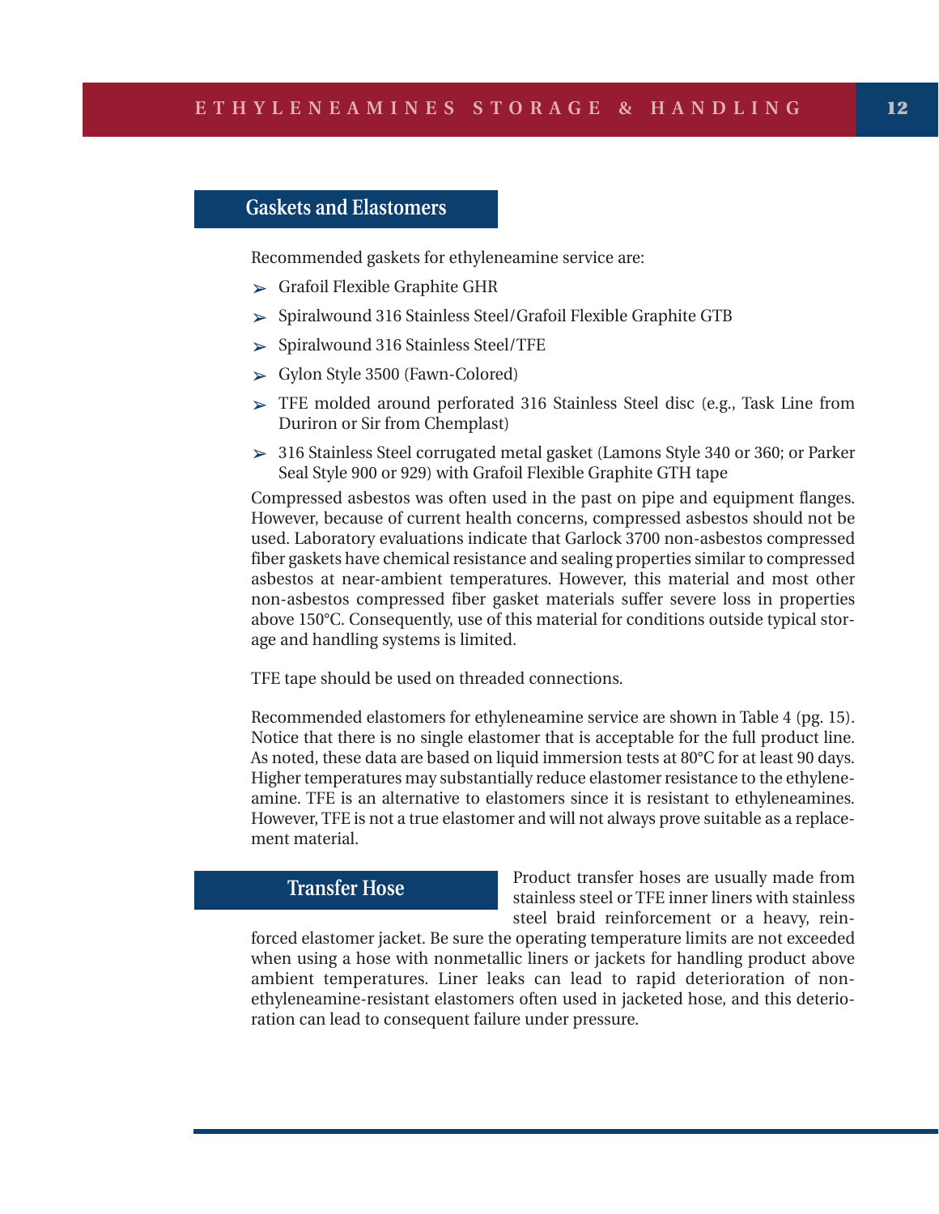## Gaskets and Elastomers

Recommended gaskets for ethyleneamine service are:

- Grafoil Flexible Graphite GHR
- Spiralwound 316 Stainless Steel/Grafoil Flexible Graphite GTB
- Spiralwound 316 Stainless Steel/TFE
- Gylon Style 3500 (Fawn-Colored)
- TFE molded around perforated 316 Stainless Steel disc (e.g., Task Line from Duriron or Sir from Chemplast)
- 316 Stainless Steel corrugated metal gasket (Lamons Style 340 or 360; or Parker Seal Style 900 or 929) with Grafoil Flexible Graphite GTH tape

Compressed asbestos was often used in the past on pipe and equipment flanges. However, because of current health concerns, compressed asbestos should not be used. Laboratory evaluations indicate that Garlock 3700 non-asbestos compressed fiber gaskets have chemical resistance and sealing properties similar to compressed asbestos at near-ambient temperatures. However, this material and most other non-asbestos compressed fiber gasket materials suffer severe loss in properties above 150°C. Consequently, use of this material for conditions outside typical storage and handling systems is limited.

TFE tape should be used on threaded connections.

Recommended elastomers for ethyleneamine service are shown in Table 4 (pg. 15). Notice that there is no single elastomer that is acceptable for the full product line. As noted, these data are based on liquid immersion tests at 80°C for at least 90 days. Higher temperatures may substantially reduce elastomer resistance to the ethyleneamine. TFE is an alternative to elastomers since it is resistant to ethyleneamines. However, TFE is not a true elastomer and will not always prove suitable as a replacement material.

## Transfer Hose

Product transfer hoses are usually made from stainless steel or TFE inner liners with stainless steel braid reinforcement or a heavy, reinforced elastomer jacket. Be sure the operating temperature limits are not exceeded when using a hose with nonmetallic liners or jackets for handling product above ambient temperatures. Liner leaks can lead to rapid deterioration of non-ethyleneamine-resistant elastomers often used in jacketed hose, and this deterioration can lead to consequent failure under pressure.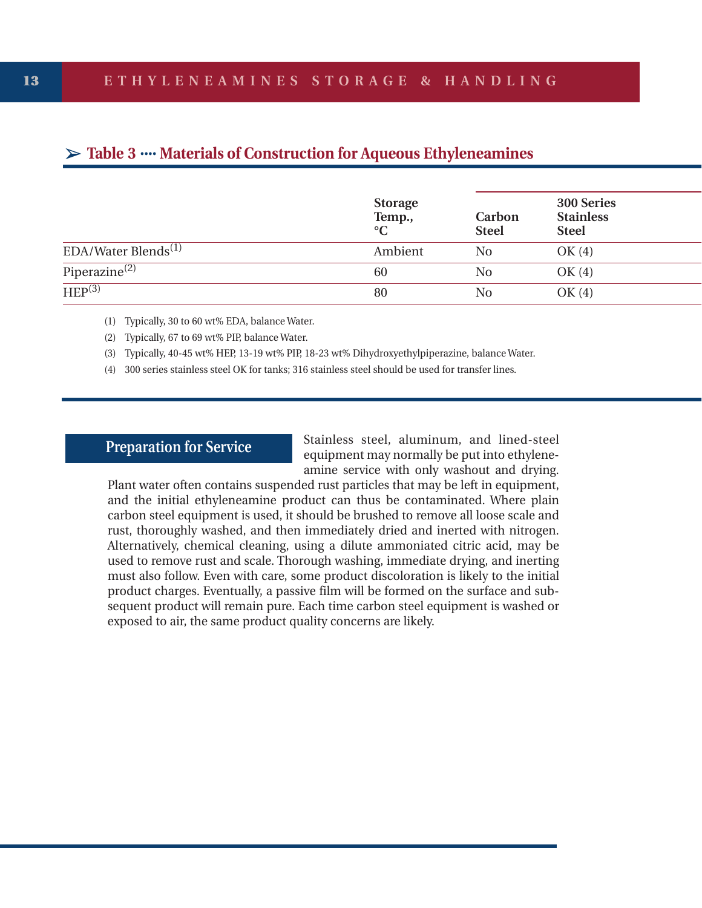## Table 3 ···· Materials of Construction for Aqueous Ethyleneamines

| | Storage Temp., °C | Carbon Steel | 300 Series Stainless Steel |
|---|---|---|---|
| EDA/Water Blends(1) | Ambient | No | OK (4) |
| Piperazine(2) | 60 | No | OK (4) |
| HEP(3) | 80 | No | OK (4) |

(1) Typically, 30 to 60 wt% EDA, balance Water.

(2) Typically, 67 to 69 wt% PIP, balance Water.

(3) Typically, 40-45 wt% HEP, 13-19 wt% PIP, 18-23 wt% Dihydroxyethylpiperazine, balance Water.

(4) 300 series stainless steel OK for tanks; 316 stainless steel should be used for transfer lines.

## Preparation for Service

Stainless steel, aluminum, and lined-steel equipment may normally be put into ethyleneamine service with only washout and drying. Plant water often contains suspended rust particles that may be left in equipment, and the initial ethyleneamine product can thus be contaminated. Where plain carbon steel equipment is used, it should be brushed to remove all loose scale and rust, thoroughly washed, and then immediately dried and inerted with nitrogen. Alternatively, chemical cleaning, using a dilute ammoniated citric acid, may be used to remove rust and scale. Thorough washing, immediate drying, and inerting must also follow. Even with care, some product discoloration is likely to the initial product charges. Eventually, a passive film will be formed on the surface and subsequent product will remain pure. Each time carbon steel equipment is washed or exposed to air, the same product quality concerns are likely.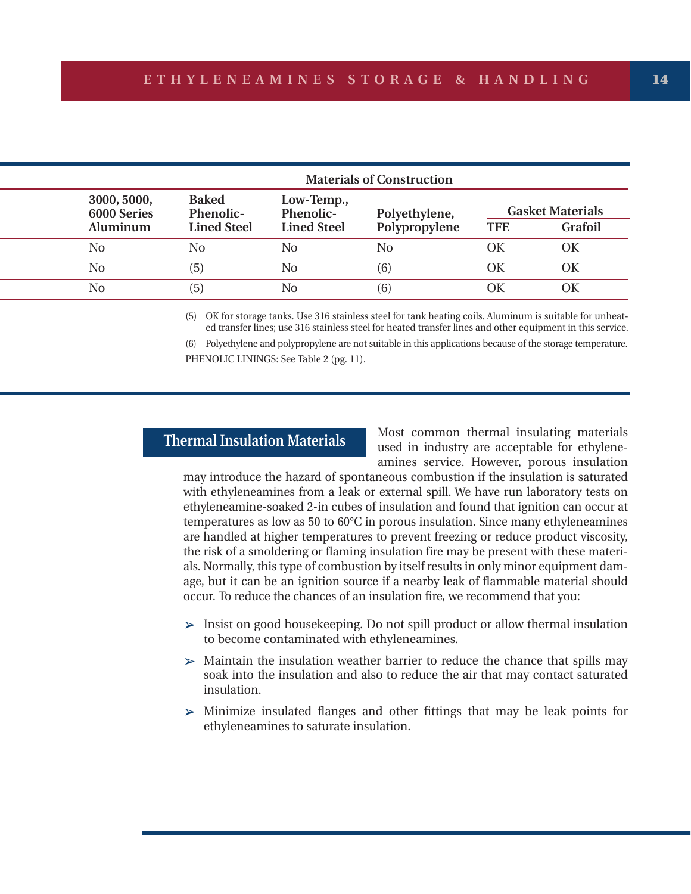| Materials of Construction | | | | | |
|---|---|---|---|---|---|
| 3000, 5000, 6000 Series Aluminum | Baked Phenolic-Lined Steel | Low-Temp., Phenolic-Lined Steel | Polyethylene, Polypropylene | Gasket Materials | |
| | | | | TFE | Grafoil |
| No | No | No | No | OK | OK |
| No | (5) | No | (6) | OK | OK |
| No | (5) | No | (6) | OK | OK |

(5) OK for storage tanks. Use 316 stainless steel for tank heating coils. Aluminum is suitable for unheated transfer lines; use 316 stainless steel for heated transfer lines and other equipment in this service.

(6) Polyethylene and polypropylene are not suitable in this applications because of the storage temperature.

PHENOLIC LININGS: See Table 2 (pg. 11).

## Thermal Insulation Materials

Most common thermal insulating materials used in industry are acceptable for ethyleneamines service. However, porous insulation may introduce the hazard of spontaneous combustion if the insulation is saturated with ethyleneamines from a leak or external spill. We have run laboratory tests on ethyleneamine-soaked 2-in cubes of insulation and found that ignition can occur at temperatures as low as 50 to 60°C in porous insulation. Since many ethyleneamines are handled at higher temperatures to prevent freezing or reduce product viscosity, the risk of a smoldering or flaming insulation fire may be present with these materials. Normally, this type of combustion by itself results in only minor equipment damage, but it can be an ignition source if a nearby leak of flammable material should occur. To reduce the chances of an insulation fire, we recommend that you:

- Insist on good housekeeping. Do not spill product or allow thermal insulation to become contaminated with ethyleneamines.
- Maintain the insulation weather barrier to reduce the chance that spills may soak into the insulation and also to reduce the air that may contact saturated insulation.
- Minimize insulated flanges and other fittings that may be leak points for ethyleneamines to saturate insulation.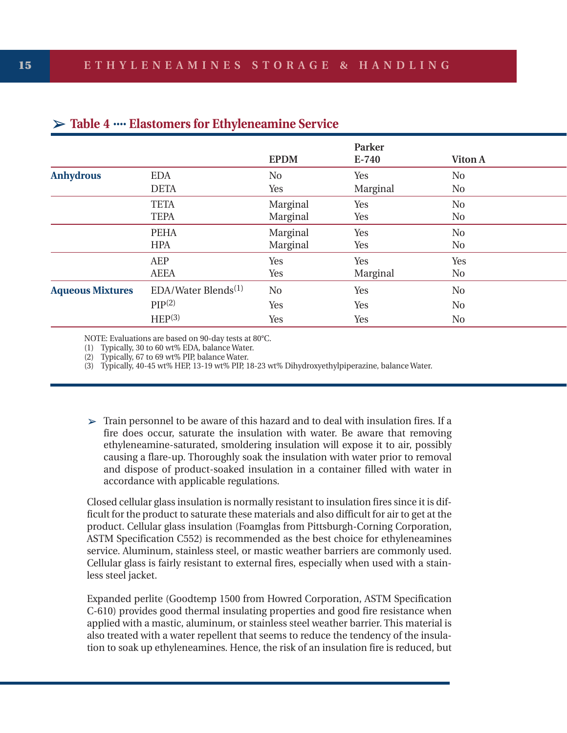### ➢ Table 4 ···· Elastomers for Ethyleneamine Service

| | | EPDM | Parker E-740 | Viton A |
|---|---|---|---|---|
| **Anhydrous** | EDA | No | Yes | No |
| | DETA | Yes | Marginal | No |
| | TETA | Marginal | Yes | No |
| | TEPA | Marginal | Yes | No |
| | PEHA | Marginal | Yes | No |
| | HPA | Marginal | Yes | No |
| | AEP | Yes | Yes | Yes |
| | AEEA | Yes | Marginal | No |
| **Aqueous Mixtures** | EDA/Water Blends(1) | No | Yes | No |
| | PIP(2) | Yes | Yes | No |
| | HEP(3) | Yes | Yes | No |

NOTE: Evaluations are based on 90-day tests at 80°C.
(1) Typically, 30 to 60 wt% EDA, balance Water.
(2) Typically, 67 to 69 wt% PIP, balance Water.
(3) Typically, 40-45 wt% HEP, 13-19 wt% PIP, 18-23 wt% Dihydroxyethylpiperazine, balance Water.

➢ Train personnel to be aware of this hazard and to deal with insulation fires. If a fire does occur, saturate the insulation with water. Be aware that removing ethyleneamine-saturated, smoldering insulation will expose it to air, possibly causing a flare-up. Thoroughly soak the insulation with water prior to removal and dispose of product-soaked insulation in a container filled with water in accordance with applicable regulations.

Closed cellular glass insulation is normally resistant to insulation fires since it is difficult for the product to saturate these materials and also difficult for air to get at the product. Cellular glass insulation (Foamglas from Pittsburgh-Corning Corporation, ASTM Specification C552) is recommended as the best choice for ethyleneamines service. Aluminum, stainless steel, or mastic weather barriers are commonly used. Cellular glass is fairly resistant to external fires, especially when used with a stainless steel jacket.

Expanded perlite (Goodtemp 1500 from Howred Corporation, ASTM Specification C-610) provides good thermal insulating properties and good fire resistance when applied with a mastic, aluminum, or stainless steel weather barrier. This material is also treated with a water repellent that seems to reduce the tendency of the insulation to soak up ethyleneamines. Hence, the risk of an insulation fire is reduced, but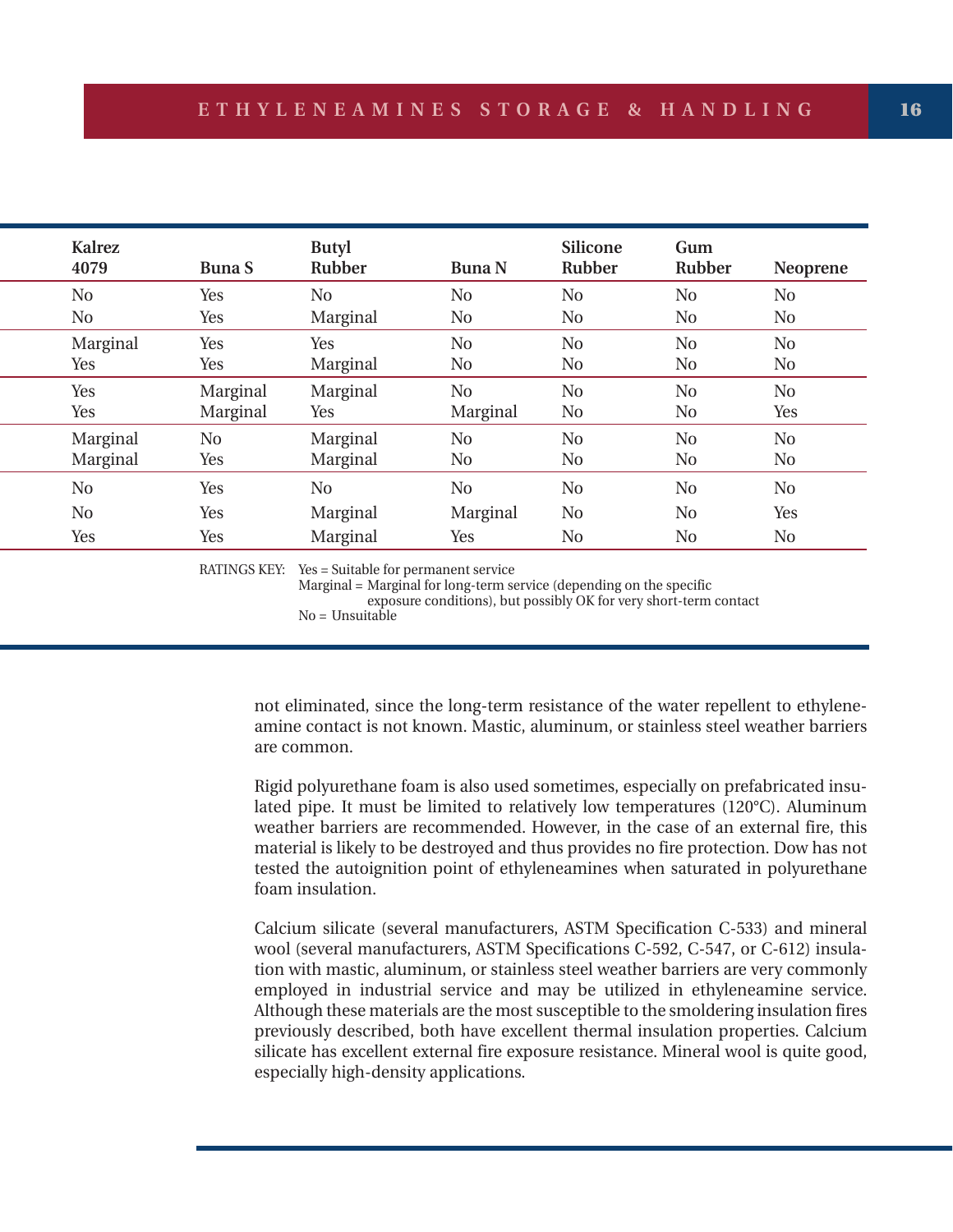| Kalrez 4079 | Buna S | Butyl Rubber | Buna N | Silicone Rubber | Gum Rubber | Neoprene |
|---|---|---|---|---|---|---|
| No | Yes | No | No | No | No | No |
| No | Yes | Marginal | No | No | No | No |
| Marginal | Yes | Yes | No | No | No | No |
| Yes | Yes | Marginal | No | No | No | No |
| Yes | Marginal | Marginal | No | No | No | No |
| Yes | Marginal | Yes | Marginal | No | No | Yes |
| Marginal | No | Marginal | No | No | No | No |
| Marginal | Yes | Marginal | No | No | No | No |
| No | Yes | No | No | No | No | No |
| No | Yes | Marginal | Marginal | No | No | Yes |
| Yes | Yes | Marginal | Yes | No | No | No |

RATINGS KEY: Yes = Suitable for permanent service
Marginal = Marginal for long-term service (depending on the specific exposure conditions), but possibly OK for very short-term contact
No = Unsuitable

not eliminated, since the long-term resistance of the water repellent to ethyleneamine contact is not known. Mastic, aluminum, or stainless steel weather barriers are common.

Rigid polyurethane foam is also used sometimes, especially on prefabricated insulated pipe. It must be limited to relatively low temperatures (120°C). Aluminum weather barriers are recommended. However, in the case of an external fire, this material is likely to be destroyed and thus provides no fire protection. Dow has not tested the autoignition point of ethyleneamines when saturated in polyurethane foam insulation.

Calcium silicate (several manufacturers, ASTM Specification C-533) and mineral wool (several manufacturers, ASTM Specifications C-592, C-547, or C-612) insulation with mastic, aluminum, or stainless steel weather barriers are very commonly employed in industrial service and may be utilized in ethyleneamine service. Although these materials are the most susceptible to the smoldering insulation fires previously described, both have excellent thermal insulation properties. Calcium silicate has excellent external fire exposure resistance. Mineral wool is quite good, especially high-density applications.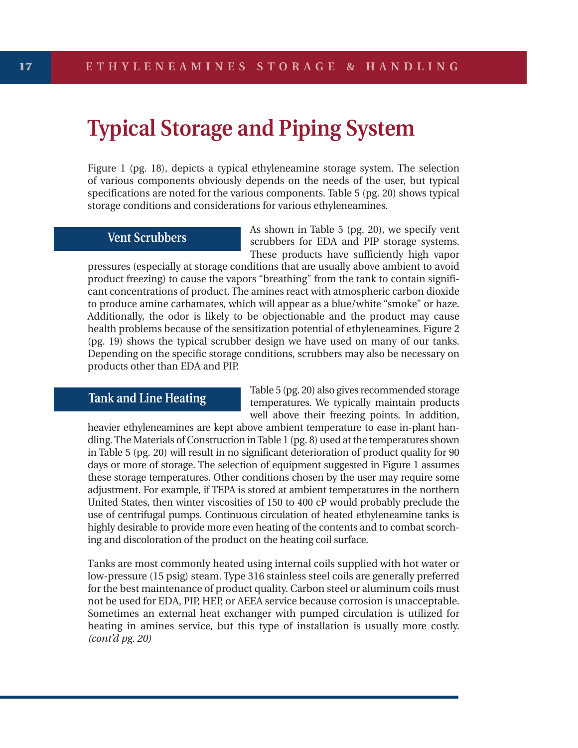# Typical Storage and Piping System

Figure 1 (pg. 18), depicts a typical ethyleneamine storage system. The selection of various components obviously depends on the needs of the user, but typical specifications are noted for the various components. Table 5 (pg. 20) shows typical storage conditions and considerations for various ethyleneamines.

## Vent Scrubbers

As shown in Table 5 (pg. 20), we specify vent scrubbers for EDA and PIP storage systems. These products have sufficiently high vapor pressures (especially at storage conditions that are usually above ambient to avoid product freezing) to cause the vapors "breathing" from the tank to contain significant concentrations of product. The amines react with atmospheric carbon dioxide to produce amine carbamates, which will appear as a blue/white "smoke" or haze. Additionally, the odor is likely to be objectionable and the product may cause health problems because of the sensitization potential of ethyleneamines. Figure 2 (pg. 19) shows the typical scrubber design we have used on many of our tanks. Depending on the specific storage conditions, scrubbers may also be necessary on products other than EDA and PIP.

## Tank and Line Heating

Table 5 (pg. 20) also gives recommended storage temperatures. We typically maintain products well above their freezing points. In addition, heavier ethyleneamines are kept above ambient temperature to ease in-plant handling. The Materials of Construction in Table 1 (pg. 8) used at the temperatures shown in Table 5 (pg. 20) will result in no significant deterioration of product quality for 90 days or more of storage. The selection of equipment suggested in Figure 1 assumes these storage temperatures. Other conditions chosen by the user may require some adjustment. For example, if TEPA is stored at ambient temperatures in the northern United States, then winter viscosities of 150 to 400 cP would probably preclude the use of centrifugal pumps. Continuous circulation of heated ethyleneamine tanks is highly desirable to provide more even heating of the contents and to combat scorching and discoloration of the product on the heating coil surface.

Tanks are most commonly heated using internal coils supplied with hot water or low-pressure (15 psig) steam. Type 316 stainless steel coils are generally preferred for the best maintenance of product quality. Carbon steel or aluminum coils must not be used for EDA, PIP, HEP, or AEEA service because corrosion is unacceptable. Sometimes an external heat exchanger with pumped circulation is utilized for heating in amines service, but this type of installation is usually more costly. *(cont'd pg. 20)*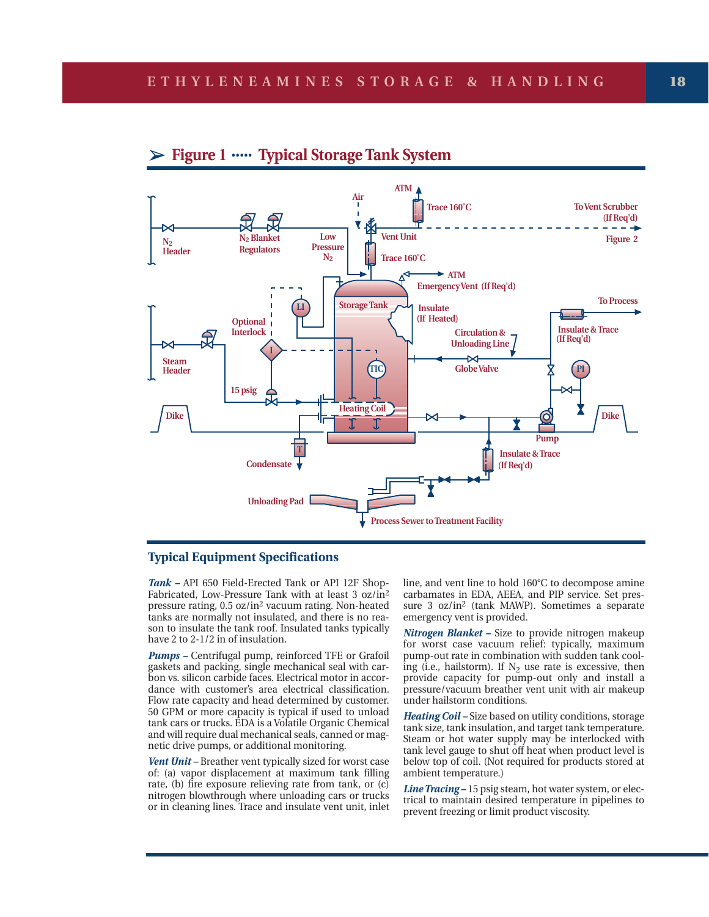## ➢ Figure 1 ····· Typical Storage Tank System

### Typical Equipment Specifications

***Tank*** – API 650 Field-Erected Tank or API 12F Shop-Fabricated, Low-Pressure Tank with at least 3 oz/in$^2$ pressure rating, 0.5 oz/in$^2$ vacuum rating. Non-heated tanks are normally not insulated, and there is no reason to insulate the tank roof. Insulated tanks typically have 2 to 2-1/2 in of insulation.

***Pumps*** – Centrifugal pump, reinforced TFE or Grafoil gaskets and packing, single mechanical seal with carbon vs. silicon carbide faces. Electrical motor in accordance with customer's area electrical classification. Flow rate capacity and head determined by customer. 50 GPM or more capacity is typical if used to unload tank cars or trucks. EDA is a Volatile Organic Chemical and will require dual mechanical seals, canned or magnetic drive pumps, or additional monitoring.

***Vent Unit*** – Breather vent typically sized for worst case of: (a) vapor displacement at maximum tank filling rate, (b) fire exposure relieving rate from tank, or (c) nitrogen blowthrough where unloading cars or trucks or in cleaning lines. Trace and insulate vent unit, inlet line, and vent line to hold 160°C to decompose amine carbamates in EDA, AEEA, and PIP service. Set pressure 3 oz/in$^2$ (tank MAWP). Sometimes a separate emergency vent is provided.

***Nitrogen Blanket*** – Size to provide nitrogen makeup for worst case vacuum relief: typically, maximum pump-out rate in combination with sudden tank cooling (i.e., hailstorm). If $N_2$ use rate is excessive, then provide capacity for pump-out only and install a pressure/vacuum breather vent unit with air makeup under hailstorm conditions.

***Heating Coil*** – Size based on utility conditions, storage tank size, tank insulation, and target tank temperature. Steam or hot water supply may be interlocked with tank level gauge to shut off heat when product level is below top of coil. (Not required for products stored at ambient temperature.)

***Line Tracing*** – 15 psig steam, hot water system, or electrical to maintain desired temperature in pipelines to prevent freezing or limit product viscosity.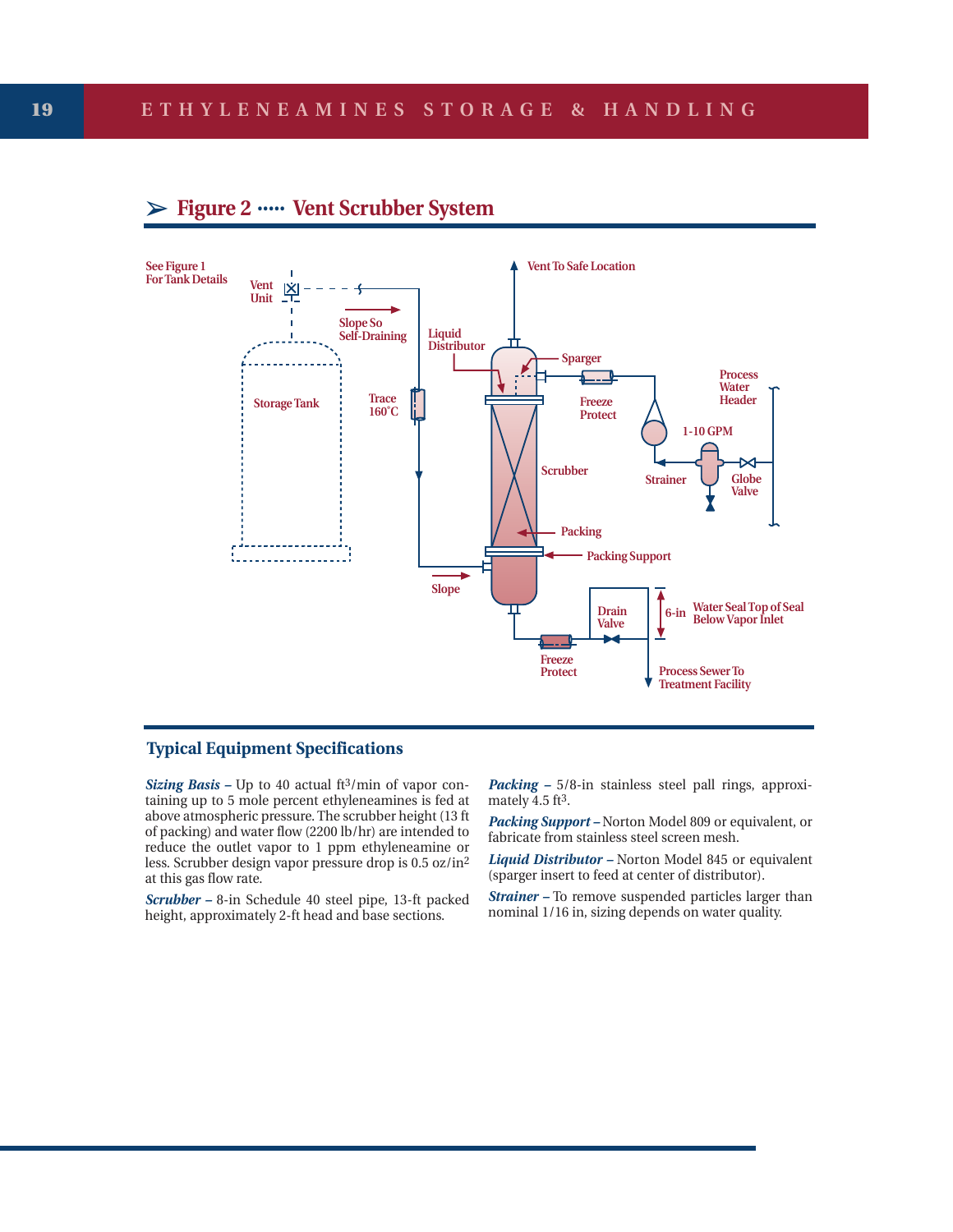## ➢ Figure 2 ····· Vent Scrubber System

See Figure 1 For Tank Details

Vent Unit

Storage Tank

Slope So Self-Draining

Trace 160°C

Liquid Distributor

Vent To Safe Location

Sparger

Freeze Protect

Process Water Header

1-10 GPM

Strainer

Globe Valve

Scrubber

Packing

Packing Support

Slope

Drain Valve

6-in

Water Seal Top of Seal Below Vapor Inlet

Freeze Protect

Process Sewer To Treatment Facility

### Typical Equipment Specifications

***Sizing Basis*** – Up to 40 actual $ft^3$/min of vapor containing up to 5 mole percent ethyleneamines is fed at above atmospheric pressure. The scrubber height (13 ft of packing) and water flow (2200 lb/hr) are intended to reduce the outlet vapor to 1 ppm ethyleneamine or less. Scrubber design vapor pressure drop is 0.5 oz/$in^2$ at this gas flow rate.

***Scrubber*** – 8-in Schedule 40 steel pipe, 13-ft packed height, approximately 2-ft head and base sections.

***Packing*** – 5/8-in stainless steel pall rings, approximately 4.5 $ft^3$.

***Packing Support*** – Norton Model 809 or equivalent, or fabricate from stainless steel screen mesh.

***Liquid Distributor*** – Norton Model 845 or equivalent (sparger insert to feed at center of distributor).

***Strainer*** – To remove suspended particles larger than nominal 1/16 in, sizing depends on water quality.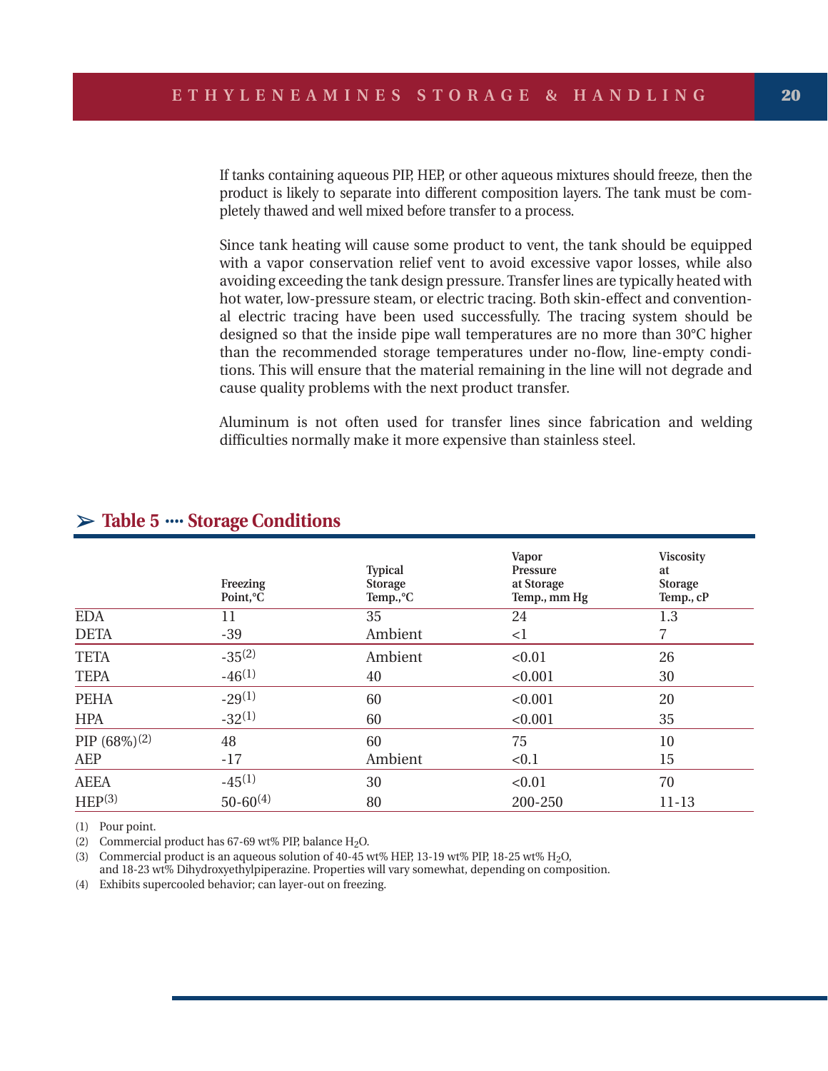If tanks containing aqueous PIP, HEP, or other aqueous mixtures should freeze, then the product is likely to separate into different composition layers. The tank must be completely thawed and well mixed before transfer to a process.

Since tank heating will cause some product to vent, the tank should be equipped with a vapor conservation relief vent to avoid excessive vapor losses, while also avoiding exceeding the tank design pressure. Transfer lines are typically heated with hot water, low-pressure steam, or electric tracing. Both skin-effect and conventional electric tracing have been used successfully. The tracing system should be designed so that the inside pipe wall temperatures are no more than 30°C higher than the recommended storage temperatures under no-flow, line-empty conditions. This will ensure that the material remaining in the line will not degrade and cause quality problems with the next product transfer.

Aluminum is not often used for transfer lines since fabrication and welding difficulties normally make it more expensive than stainless steel.

## Table 5 ···· Storage Conditions

| | Freezing Point,°C | Typical Storage Temp.,°C | Vapor Pressure at Storage Temp., mm Hg | Viscosity at Storage Temp., cP |
|---|---|---|---|---|
| EDA | 11 | 35 | 24 | 1.3 |
| DETA | -39 | Ambient | <1 | 7 |
| TETA | -35(2) | Ambient | <0.01 | 26 |
| TEPA | -46(1) | 40 | <0.001 | 30 |
| PEHA | -29(1) | 60 | <0.001 | 20 |
| HPA | -32(1) | 60 | <0.001 | 35 |
| PIP (68%)(2) | 48 | 60 | 75 | 10 |
| AEP | -17 | Ambient | <0.1 | 15 |
| AEEA | -45(1) | 30 | <0.01 | 70 |
| HEP(3) | 50-60(4) | 80 | 200-250 | 11-13 |

(1) Pour point.

(2) Commercial product has 67-69 wt% PIP, balance $H_2O$.

(3) Commercial product is an aqueous solution of 40-45 wt% HEP, 13-19 wt% PIP, 18-25 wt% $H_2O$, and 18-23 wt% Dihydroxyethylpiperazine. Properties will vary somewhat, depending on composition.

(4) Exhibits supercooled behavior; can layer-out on freezing.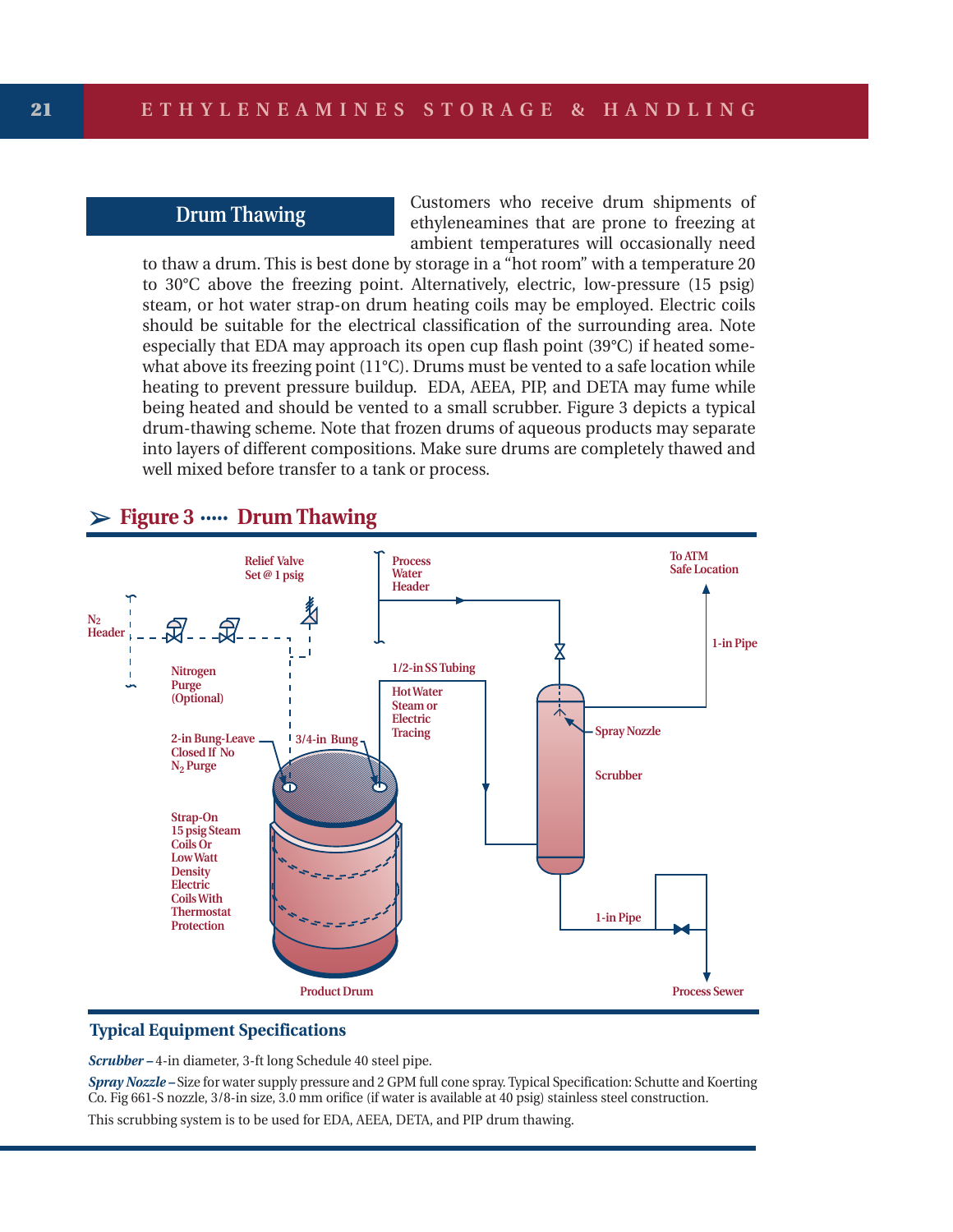## Drum Thawing

Customers who receive drum shipments of ethyleneamines that are prone to freezing at ambient temperatures will occasionally need to thaw a drum. This is best done by storage in a "hot room" with a temperature 20 to 30°C above the freezing point. Alternatively, electric, low-pressure (15 psig) steam, or hot water strap-on drum heating coils may be employed. Electric coils should be suitable for the electrical classification of the surrounding area. Note especially that EDA may approach its open cup flash point (39°C) if heated somewhat above its freezing point (11°C). Drums must be vented to a safe location while heating to prevent pressure buildup. EDA, AEEA, PIP, and DETA may fume while being heated and should be vented to a small scrubber. Figure 3 depicts a typical drum-thawing scheme. Note that frozen drums of aqueous products may separate into layers of different compositions. Make sure drums are completely thawed and well mixed before transfer to a tank or process.

### Figure 3 ····· Drum Thawing

### Typical Equipment Specifications

***Scrubber*** – 4-in diameter, 3-ft long Schedule 40 steel pipe.

***Spray Nozzle*** – Size for water supply pressure and 2 GPM full cone spray. Typical Specification: Schutte and Koerting Co. Fig 661-S nozzle, 3/8-in size, 3.0 mm orifice (if water is available at 40 psig) stainless steel construction.

This scrubbing system is to be used for EDA, AEEA, DETA, and PIP drum thawing.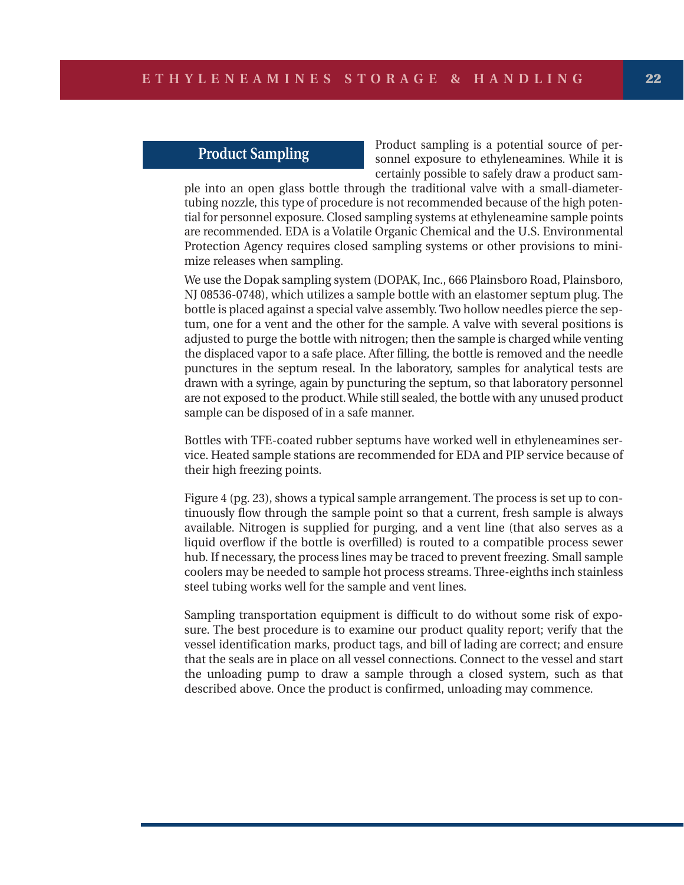## Product Sampling

Product sampling is a potential source of personnel exposure to ethyleneamines. While it is certainly possible to safely draw a product sample into an open glass bottle through the traditional valve with a small-diameter-tubing nozzle, this type of procedure is not recommended because of the high potential for personnel exposure. Closed sampling systems at ethyleneamine sample points are recommended. EDA is a Volatile Organic Chemical and the U.S. Environmental Protection Agency requires closed sampling systems or other provisions to minimize releases when sampling.

We use the Dopak sampling system (DOPAK, Inc., 666 Plainsboro Road, Plainsboro, NJ 08536-0748), which utilizes a sample bottle with an elastomer septum plug. The bottle is placed against a special valve assembly. Two hollow needles pierce the septum, one for a vent and the other for the sample. A valve with several positions is adjusted to purge the bottle with nitrogen; then the sample is charged while venting the displaced vapor to a safe place. After filling, the bottle is removed and the needle punctures in the septum reseal. In the laboratory, samples for analytical tests are drawn with a syringe, again by puncturing the septum, so that laboratory personnel are not exposed to the product. While still sealed, the bottle with any unused product sample can be disposed of in a safe manner.

Bottles with TFE-coated rubber septums have worked well in ethyleneamines service. Heated sample stations are recommended for EDA and PIP service because of their high freezing points.

Figure 4 (pg. 23), shows a typical sample arrangement. The process is set up to continuously flow through the sample point so that a current, fresh sample is always available. Nitrogen is supplied for purging, and a vent line (that also serves as a liquid overflow if the bottle is overfilled) is routed to a compatible process sewer hub. If necessary, the process lines may be traced to prevent freezing. Small sample coolers may be needed to sample hot process streams. Three-eighths inch stainless steel tubing works well for the sample and vent lines.

Sampling transportation equipment is difficult to do without some risk of exposure. The best procedure is to examine our product quality report; verify that the vessel identification marks, product tags, and bill of lading are correct; and ensure that the seals are in place on all vessel connections. Connect to the vessel and start the unloading pump to draw a sample through a closed system, such as that described above. Once the product is confirmed, unloading may commence.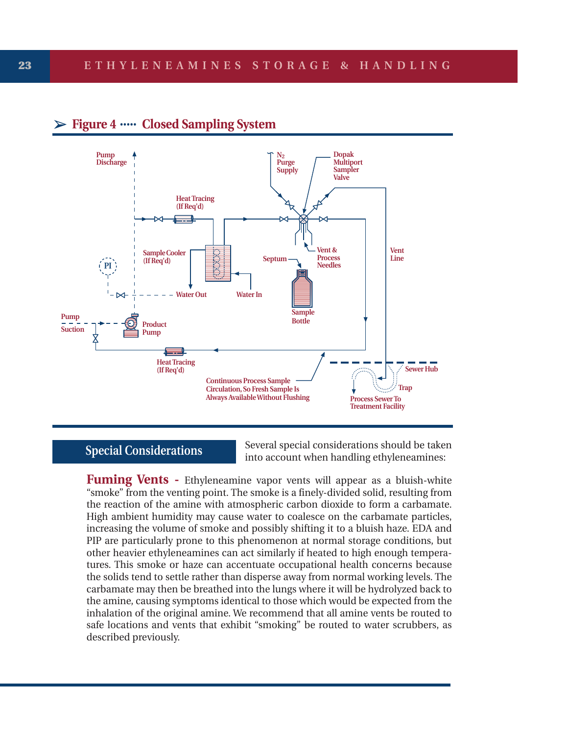## ➢ Figure 4 ····· Closed Sampling System

Pump Discharge

Heat Tracing (If Req'd)

$N_2$ Purge Supply

Dopak Multiport Sampler Valve

Vent & Process Needles

Vent Line

Sample Cooler (If Req'd)

PI

Septum

Water Out

Water In

Sample Bottle

Pump Suction

Product Pump

Heat Tracing (If Req'd)

Continuous Process Sample Circulation, So Fresh Sample Is Always Available Without Flushing

Sewer Hub

Trap

Process Sewer To Treatment Facility

## Special Considerations

Several special considerations should be taken into account when handling ethyleneamines:

**Fuming Vents -** Ethyleneamine vapor vents will appear as a bluish-white "smoke" from the venting point. The smoke is a finely-divided solid, resulting from the reaction of the amine with atmospheric carbon dioxide to form a carbamate. High ambient humidity may cause water to coalesce on the carbamate particles, increasing the volume of smoke and possibly shifting it to a bluish haze. EDA and PIP are particularly prone to this phenomenon at normal storage conditions, but other heavier ethyleneamines can act similarly if heated to high enough temperatures. This smoke or haze can accentuate occupational health concerns because the solids tend to settle rather than disperse away from normal working levels. The carbamate may then be breathed into the lungs where it will be hydrolyzed back to the amine, causing symptoms identical to those which would be expected from the inhalation of the original amine. We recommend that all amine vents be routed to safe locations and vents that exhibit "smoking" be routed to water scrubbers, as described previously.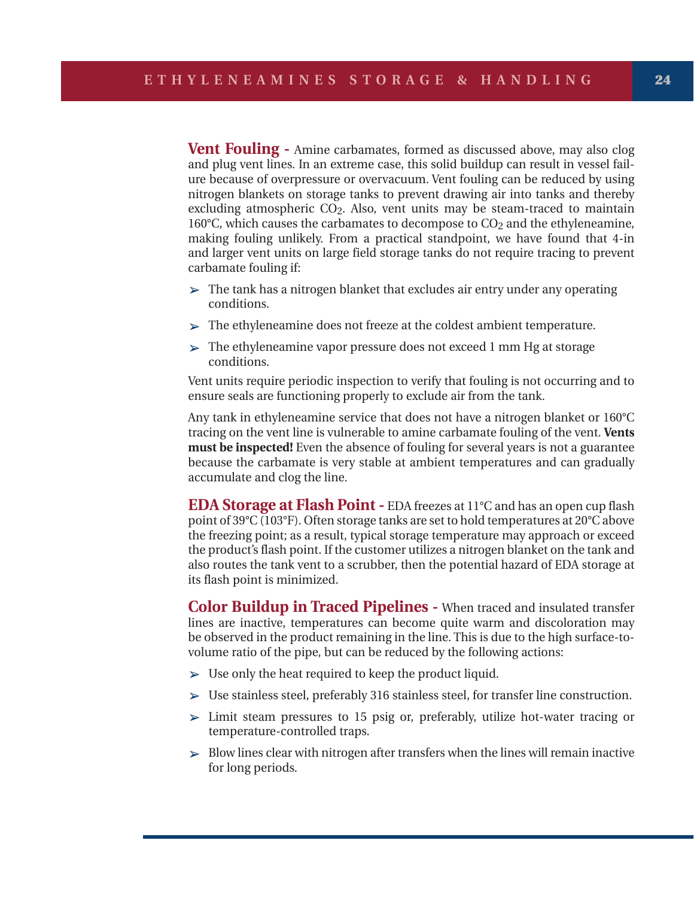**Vent Fouling -** Amine carbamates, formed as discussed above, may also clog and plug vent lines. In an extreme case, this solid buildup can result in vessel failure because of overpressure or overvacuum. Vent fouling can be reduced by using nitrogen blankets on storage tanks to prevent drawing air into tanks and thereby excluding atmospheric $CO_2$. Also, vent units may be steam-traced to maintain 160°C, which causes the carbamates to decompose to $CO_2$ and the ethyleneamine, making fouling unlikely. From a practical standpoint, we have found that 4-in and larger vent units on large field storage tanks do not require tracing to prevent carbamate fouling if:

- The tank has a nitrogen blanket that excludes air entry under any operating conditions.
- The ethyleneamine does not freeze at the coldest ambient temperature.
- The ethyleneamine vapor pressure does not exceed 1 mm Hg at storage conditions.

Vent units require periodic inspection to verify that fouling is not occurring and to ensure seals are functioning properly to exclude air from the tank.

Any tank in ethyleneamine service that does not have a nitrogen blanket or 160°C tracing on the vent line is vulnerable to amine carbamate fouling of the vent. **Vents must be inspected!** Even the absence of fouling for several years is not a guarantee because the carbamate is very stable at ambient temperatures and can gradually accumulate and clog the line.

**EDA Storage at Flash Point -** EDA freezes at 11°C and has an open cup flash point of 39°C (103°F). Often storage tanks are set to hold temperatures at 20°C above the freezing point; as a result, typical storage temperature may approach or exceed the product's flash point. If the customer utilizes a nitrogen blanket on the tank and also routes the tank vent to a scrubber, then the potential hazard of EDA storage at its flash point is minimized.

**Color Buildup in Traced Pipelines -** When traced and insulated transfer lines are inactive, temperatures can become quite warm and discoloration may be observed in the product remaining in the line. This is due to the high surface-to-volume ratio of the pipe, but can be reduced by the following actions:

- Use only the heat required to keep the product liquid.
- Use stainless steel, preferably 316 stainless steel, for transfer line construction.
- Limit steam pressures to 15 psig or, preferably, utilize hot-water tracing or temperature-controlled traps.
- Blow lines clear with nitrogen after transfers when the lines will remain inactive for long periods.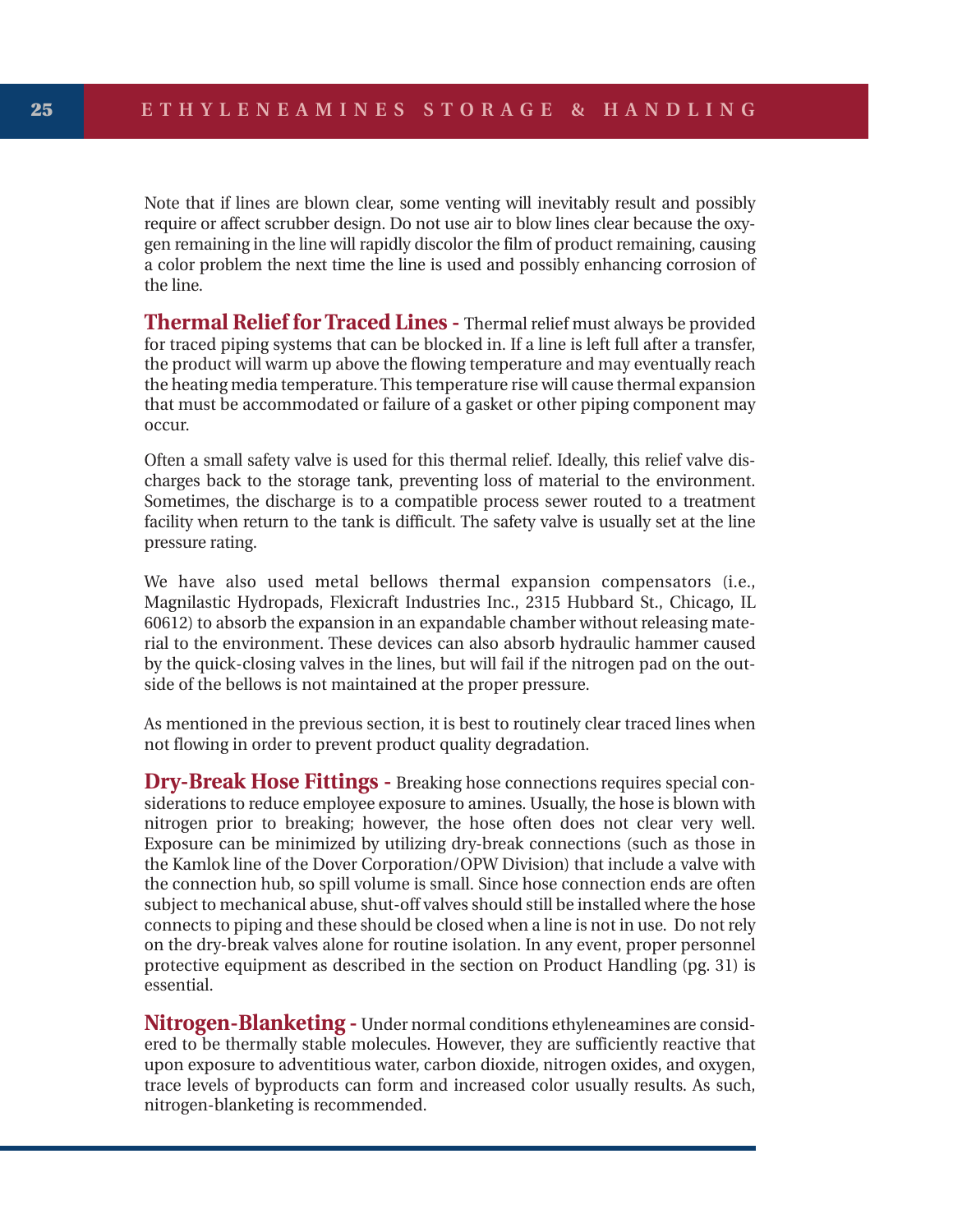Note that if lines are blown clear, some venting will inevitably result and possibly require or affect scrubber design. Do not use air to blow lines clear because the oxygen remaining in the line will rapidly discolor the film of product remaining, causing a color problem the next time the line is used and possibly enhancing corrosion of the line.

**Thermal Relief for Traced Lines -** Thermal relief must always be provided for traced piping systems that can be blocked in. If a line is left full after a transfer, the product will warm up above the flowing temperature and may eventually reach the heating media temperature. This temperature rise will cause thermal expansion that must be accommodated or failure of a gasket or other piping component may occur.

Often a small safety valve is used for this thermal relief. Ideally, this relief valve discharges back to the storage tank, preventing loss of material to the environment. Sometimes, the discharge is to a compatible process sewer routed to a treatment facility when return to the tank is difficult. The safety valve is usually set at the line pressure rating.

We have also used metal bellows thermal expansion compensators (i.e., Magnilastic Hydropads, Flexicraft Industries Inc., 2315 Hubbard St., Chicago, IL 60612) to absorb the expansion in an expandable chamber without releasing material to the environment. These devices can also absorb hydraulic hammer caused by the quick-closing valves in the lines, but will fail if the nitrogen pad on the outside of the bellows is not maintained at the proper pressure.

As mentioned in the previous section, it is best to routinely clear traced lines when not flowing in order to prevent product quality degradation.

**Dry-Break Hose Fittings -** Breaking hose connections requires special considerations to reduce employee exposure to amines. Usually, the hose is blown with nitrogen prior to breaking; however, the hose often does not clear very well. Exposure can be minimized by utilizing dry-break connections (such as those in the Kamlok line of the Dover Corporation/OPW Division) that include a valve with the connection hub, so spill volume is small. Since hose connection ends are often subject to mechanical abuse, shut-off valves should still be installed where the hose connects to piping and these should be closed when a line is not in use. Do not rely on the dry-break valves alone for routine isolation. In any event, proper personnel protective equipment as described in the section on Product Handling (pg. 31) is essential.

**Nitrogen-Blanketing -** Under normal conditions ethyleneamines are considered to be thermally stable molecules. However, they are sufficiently reactive that upon exposure to adventitious water, carbon dioxide, nitrogen oxides, and oxygen, trace levels of byproducts can form and increased color usually results. As such, nitrogen-blanketing is recommended.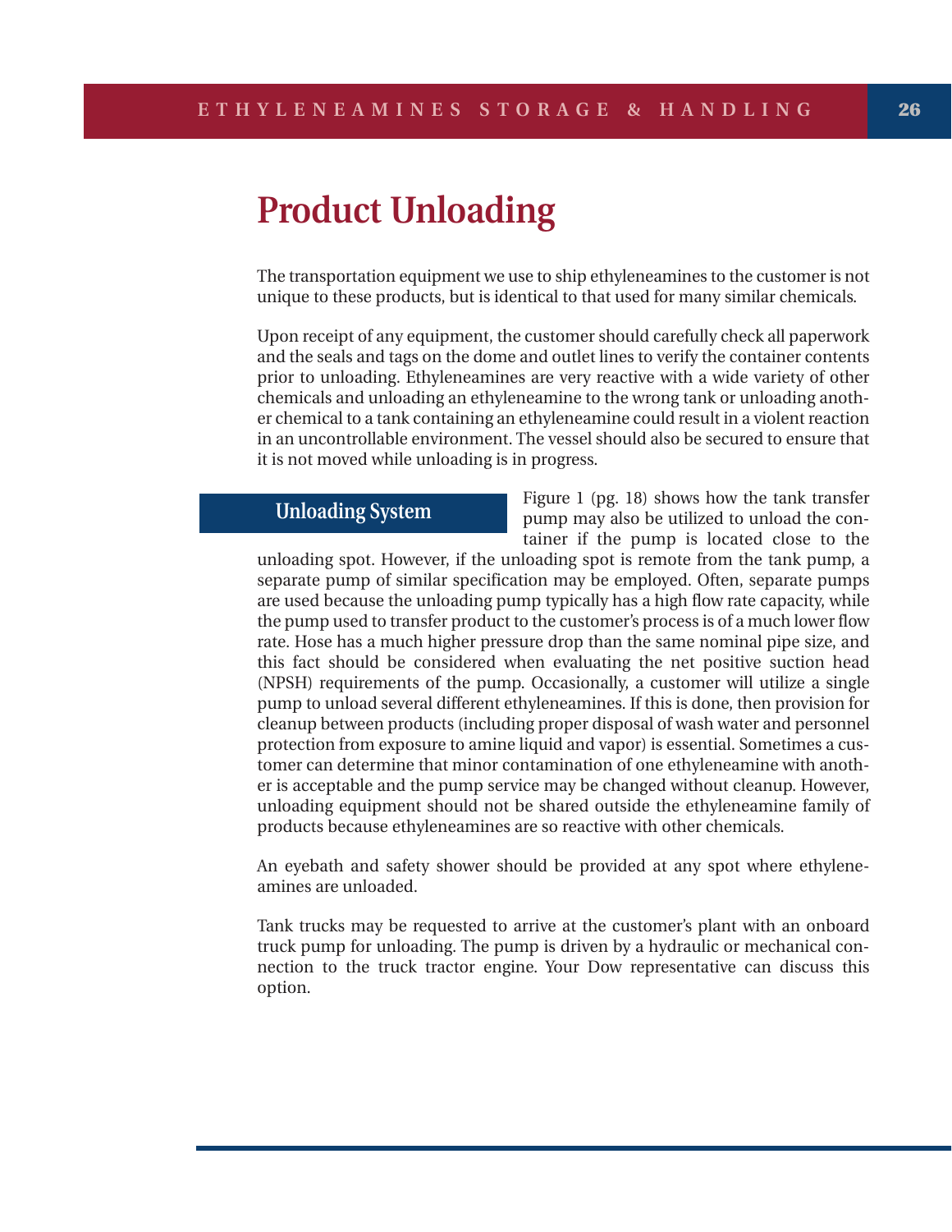# Product Unloading

The transportation equipment we use to ship ethyleneamines to the customer is not unique to these products, but is identical to that used for many similar chemicals.

Upon receipt of any equipment, the customer should carefully check all paperwork and the seals and tags on the dome and outlet lines to verify the container contents prior to unloading. Ethyleneamines are very reactive with a wide variety of other chemicals and unloading an ethyleneamine to the wrong tank or unloading another chemical to a tank containing an ethyleneamine could result in a violent reaction in an uncontrollable environment. The vessel should also be secured to ensure that it is not moved while unloading is in progress.

## Unloading System

Figure 1 (pg. 18) shows how the tank transfer pump may also be utilized to unload the container if the pump is located close to the unloading spot. However, if the unloading spot is remote from the tank pump, a separate pump of similar specification may be employed. Often, separate pumps are used because the unloading pump typically has a high flow rate capacity, while the pump used to transfer product to the customer's process is of a much lower flow rate. Hose has a much higher pressure drop than the same nominal pipe size, and this fact should be considered when evaluating the net positive suction head (NPSH) requirements of the pump. Occasionally, a customer will utilize a single pump to unload several different ethyleneamines. If this is done, then provision for cleanup between products (including proper disposal of wash water and personnel protection from exposure to amine liquid and vapor) is essential. Sometimes a customer can determine that minor contamination of one ethyleneamine with another is acceptable and the pump service may be changed without cleanup. However, unloading equipment should not be shared outside the ethyleneamine family of products because ethyleneamines are so reactive with other chemicals.

An eyebath and safety shower should be provided at any spot where ethyleneamines are unloaded.

Tank trucks may be requested to arrive at the customer's plant with an onboard truck pump for unloading. The pump is driven by a hydraulic or mechanical connection to the truck tractor engine. Your Dow representative can discuss this option.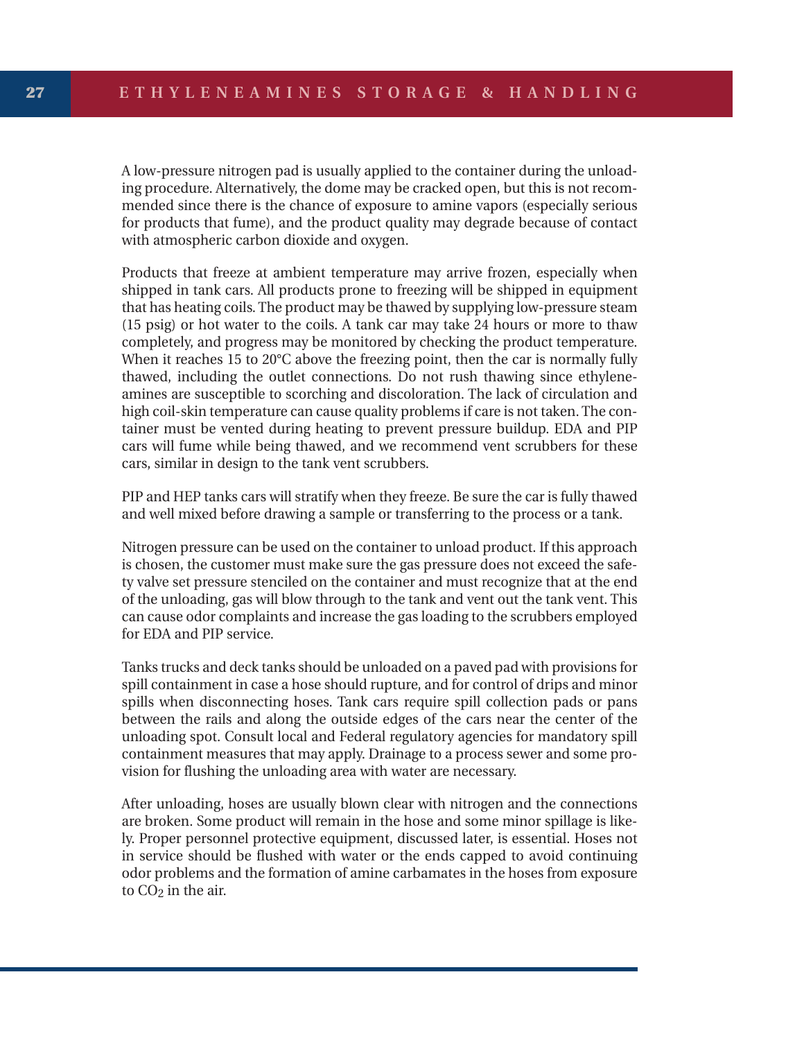A low-pressure nitrogen pad is usually applied to the container during the unloading procedure. Alternatively, the dome may be cracked open, but this is not recommended since there is the chance of exposure to amine vapors (especially serious for products that fume), and the product quality may degrade because of contact with atmospheric carbon dioxide and oxygen.

Products that freeze at ambient temperature may arrive frozen, especially when shipped in tank cars. All products prone to freezing will be shipped in equipment that has heating coils. The product may be thawed by supplying low-pressure steam (15 psig) or hot water to the coils. A tank car may take 24 hours or more to thaw completely, and progress may be monitored by checking the product temperature. When it reaches 15 to 20°C above the freezing point, then the car is normally fully thawed, including the outlet connections. Do not rush thawing since ethyleneamines are susceptible to scorching and discoloration. The lack of circulation and high coil-skin temperature can cause quality problems if care is not taken. The container must be vented during heating to prevent pressure buildup. EDA and PIP cars will fume while being thawed, and we recommend vent scrubbers for these cars, similar in design to the tank vent scrubbers.

PIP and HEP tanks cars will stratify when they freeze. Be sure the car is fully thawed and well mixed before drawing a sample or transferring to the process or a tank.

Nitrogen pressure can be used on the container to unload product. If this approach is chosen, the customer must make sure the gas pressure does not exceed the safety valve set pressure stenciled on the container and must recognize that at the end of the unloading, gas will blow through to the tank and vent out the tank vent. This can cause odor complaints and increase the gas loading to the scrubbers employed for EDA and PIP service.

Tanks trucks and deck tanks should be unloaded on a paved pad with provisions for spill containment in case a hose should rupture, and for control of drips and minor spills when disconnecting hoses. Tank cars require spill collection pads or pans between the rails and along the outside edges of the cars near the center of the unloading spot. Consult local and Federal regulatory agencies for mandatory spill containment measures that may apply. Drainage to a process sewer and some provision for flushing the unloading area with water are necessary.

After unloading, hoses are usually blown clear with nitrogen and the connections are broken. Some product will remain in the hose and some minor spillage is likely. Proper personnel protective equipment, discussed later, is essential. Hoses not in service should be flushed with water or the ends capped to avoid continuing odor problems and the formation of amine carbamates in the hoses from exposure to $CO_2$ in the air.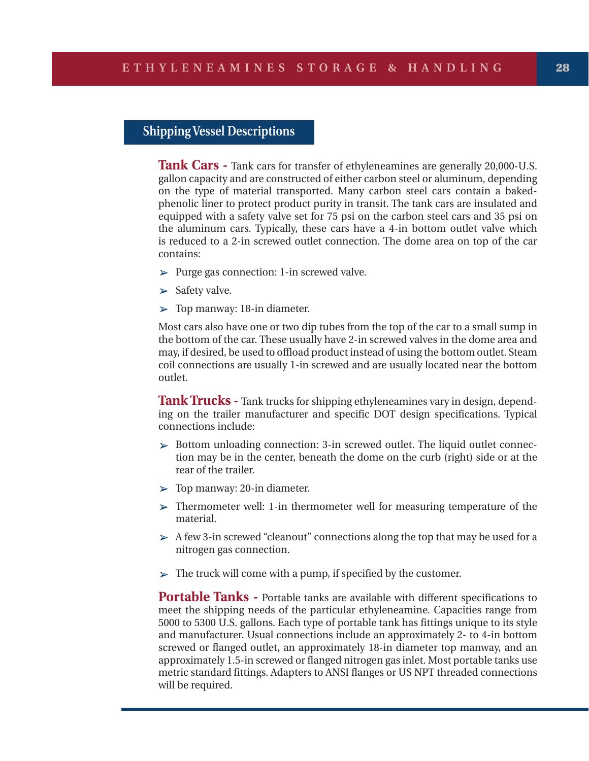## Shipping Vessel Descriptions

**Tank Cars -** Tank cars for transfer of ethyleneamines are generally 20,000-U.S. gallon capacity and are constructed of either carbon steel or aluminum, depending on the type of material transported. Many carbon steel cars contain a baked-phenolic liner to protect product purity in transit. The tank cars are insulated and equipped with a safety valve set for 75 psi on the carbon steel cars and 35 psi on the aluminum cars. Typically, these cars have a 4-in bottom outlet valve which is reduced to a 2-in screwed outlet connection. The dome area on top of the car contains:

- Purge gas connection: 1-in screwed valve.
- Safety valve.
- Top manway: 18-in diameter.

Most cars also have one or two dip tubes from the top of the car to a small sump in the bottom of the car. These usually have 2-in screwed valves in the dome area and may, if desired, be used to offload product instead of using the bottom outlet. Steam coil connections are usually 1-in screwed and are usually located near the bottom outlet.

**Tank Trucks -** Tank trucks for shipping ethyleneamines vary in design, depending on the trailer manufacturer and specific DOT design specifications. Typical connections include:

- Bottom unloading connection: 3-in screwed outlet. The liquid outlet connection may be in the center, beneath the dome on the curb (right) side or at the rear of the trailer.
- Top manway: 20-in diameter.
- Thermometer well: 1-in thermometer well for measuring temperature of the material.
- A few 3-in screwed "cleanout" connections along the top that may be used for a nitrogen gas connection.
- The truck will come with a pump, if specified by the customer.

**Portable Tanks -** Portable tanks are available with different specifications to meet the shipping needs of the particular ethyleneamine. Capacities range from 5000 to 5300 U.S. gallons. Each type of portable tank has fittings unique to its style and manufacturer. Usual connections include an approximately 2- to 4-in bottom screwed or flanged outlet, an approximately 18-in diameter top manway, and an approximately 1.5-in screwed or flanged nitrogen gas inlet. Most portable tanks use metric standard fittings. Adapters to ANSI flanges or US NPT threaded connections will be required.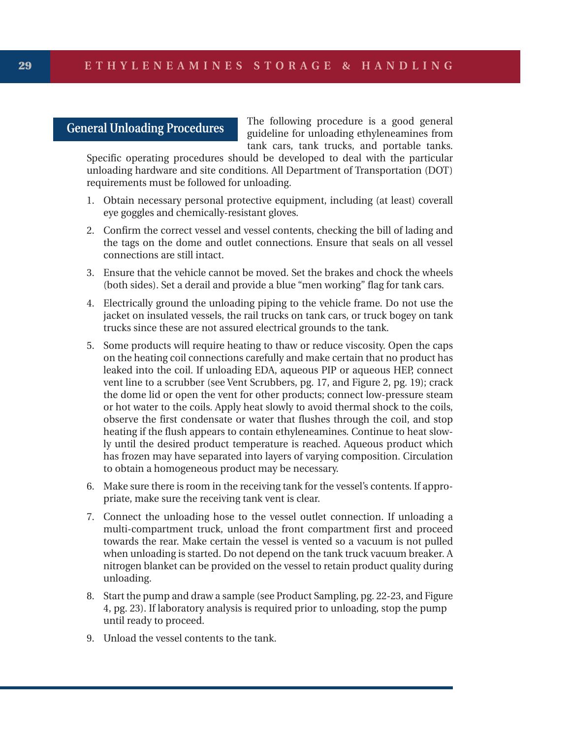## General Unloading Procedures

The following procedure is a good general guideline for unloading ethyleneamines from tank cars, tank trucks, and portable tanks. Specific operating procedures should be developed to deal with the particular unloading hardware and site conditions. All Department of Transportation (DOT) requirements must be followed for unloading.

1. Obtain necessary personal protective equipment, including (at least) coverall eye goggles and chemically-resistant gloves.
2. Confirm the correct vessel and vessel contents, checking the bill of lading and the tags on the dome and outlet connections. Ensure that seals on all vessel connections are still intact.
3. Ensure that the vehicle cannot be moved. Set the brakes and chock the wheels (both sides). Set a derail and provide a blue "men working" flag for tank cars.
4. Electrically ground the unloading piping to the vehicle frame. Do not use the jacket on insulated vessels, the rail trucks on tank cars, or truck bogey on tank trucks since these are not assured electrical grounds to the tank.
5. Some products will require heating to thaw or reduce viscosity. Open the caps on the heating coil connections carefully and make certain that no product has leaked into the coil. If unloading EDA, aqueous PIP or aqueous HEP, connect vent line to a scrubber (see Vent Scrubbers, pg. 17, and Figure 2, pg. 19); crack the dome lid or open the vent for other products; connect low-pressure steam or hot water to the coils. Apply heat slowly to avoid thermal shock to the coils, observe the first condensate or water that flushes through the coil, and stop heating if the flush appears to contain ethyleneamines. Continue to heat slowly until the desired product temperature is reached. Aqueous product which has frozen may have separated into layers of varying composition. Circulation to obtain a homogeneous product may be necessary.
6. Make sure there is room in the receiving tank for the vessel's contents. If appropriate, make sure the receiving tank vent is clear.
7. Connect the unloading hose to the vessel outlet connection. If unloading a multi-compartment truck, unload the front compartment first and proceed towards the rear. Make certain the vessel is vented so a vacuum is not pulled when unloading is started. Do not depend on the tank truck vacuum breaker. A nitrogen blanket can be provided on the vessel to retain product quality during unloading.
8. Start the pump and draw a sample (see Product Sampling, pg. 22-23, and Figure 4, pg. 23). If laboratory analysis is required prior to unloading, stop the pump until ready to proceed.
9. Unload the vessel contents to the tank.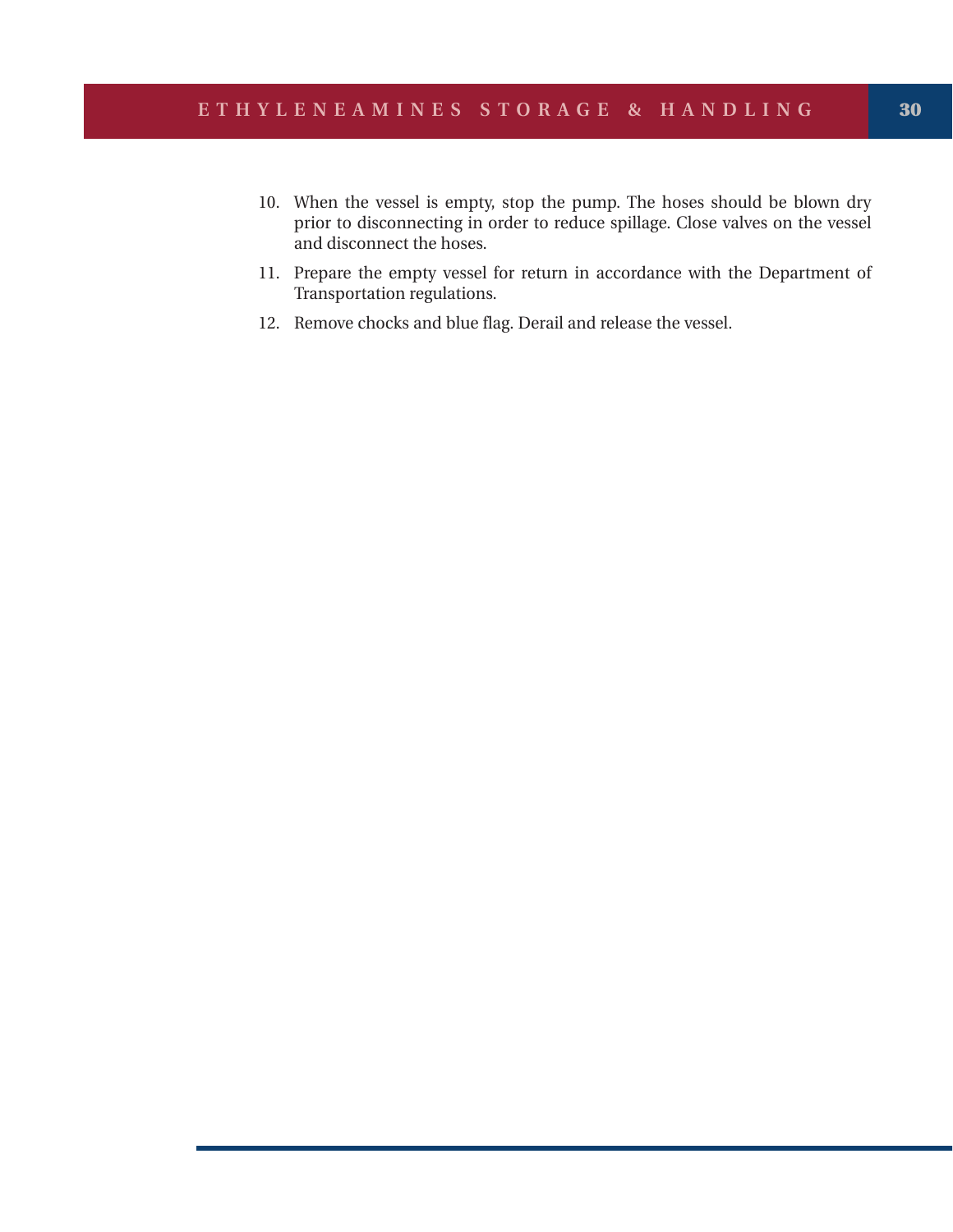10. When the vessel is empty, stop the pump. The hoses should be blown dry prior to disconnecting in order to reduce spillage. Close valves on the vessel and disconnect the hoses.
11. Prepare the empty vessel for return in accordance with the Department of Transportation regulations.
12. Remove chocks and blue flag. Derail and release the vessel.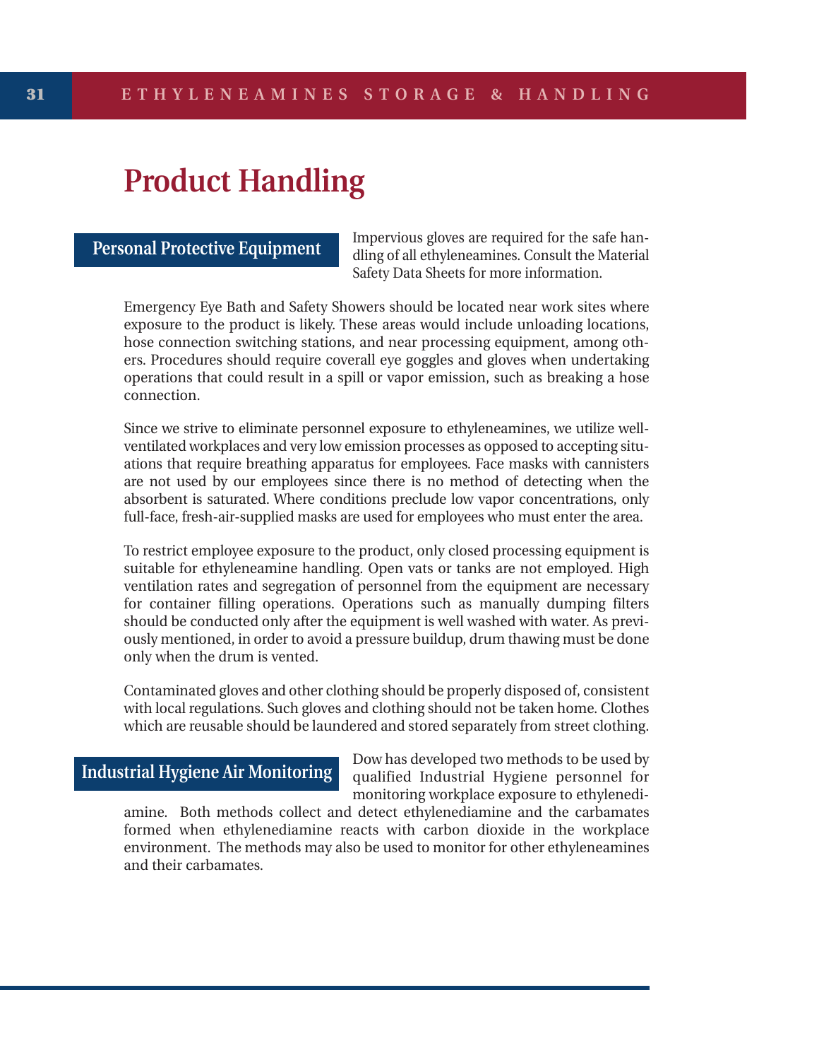# Product Handling

## Personal Protective Equipment

Impervious gloves are required for the safe handling of all ethyleneamines. Consult the Material Safety Data Sheets for more information.

Emergency Eye Bath and Safety Showers should be located near work sites where exposure to the product is likely. These areas would include unloading locations, hose connection switching stations, and near processing equipment, among others. Procedures should require coverall eye goggles and gloves when undertaking operations that could result in a spill or vapor emission, such as breaking a hose connection.

Since we strive to eliminate personnel exposure to ethyleneamines, we utilize well-ventilated workplaces and very low emission processes as opposed to accepting situations that require breathing apparatus for employees. Face masks with cannisters are not used by our employees since there is no method of detecting when the absorbent is saturated. Where conditions preclude low vapor concentrations, only full-face, fresh-air-supplied masks are used for employees who must enter the area.

To restrict employee exposure to the product, only closed processing equipment is suitable for ethyleneamine handling. Open vats or tanks are not employed. High ventilation rates and segregation of personnel from the equipment are necessary for container filling operations. Operations such as manually dumping filters should be conducted only after the equipment is well washed with water. As previously mentioned, in order to avoid a pressure buildup, drum thawing must be done only when the drum is vented.

Contaminated gloves and other clothing should be properly disposed of, consistent with local regulations. Such gloves and clothing should not be taken home. Clothes which are reusable should be laundered and stored separately from street clothing.

## Industrial Hygiene Air Monitoring

Dow has developed two methods to be used by qualified Industrial Hygiene personnel for monitoring workplace exposure to ethylenediamine. Both methods collect and detect ethylenediamine and the carbamates formed when ethylenediamine reacts with carbon dioxide in the workplace environment. The methods may also be used to monitor for other ethyleneamines and their carbamates.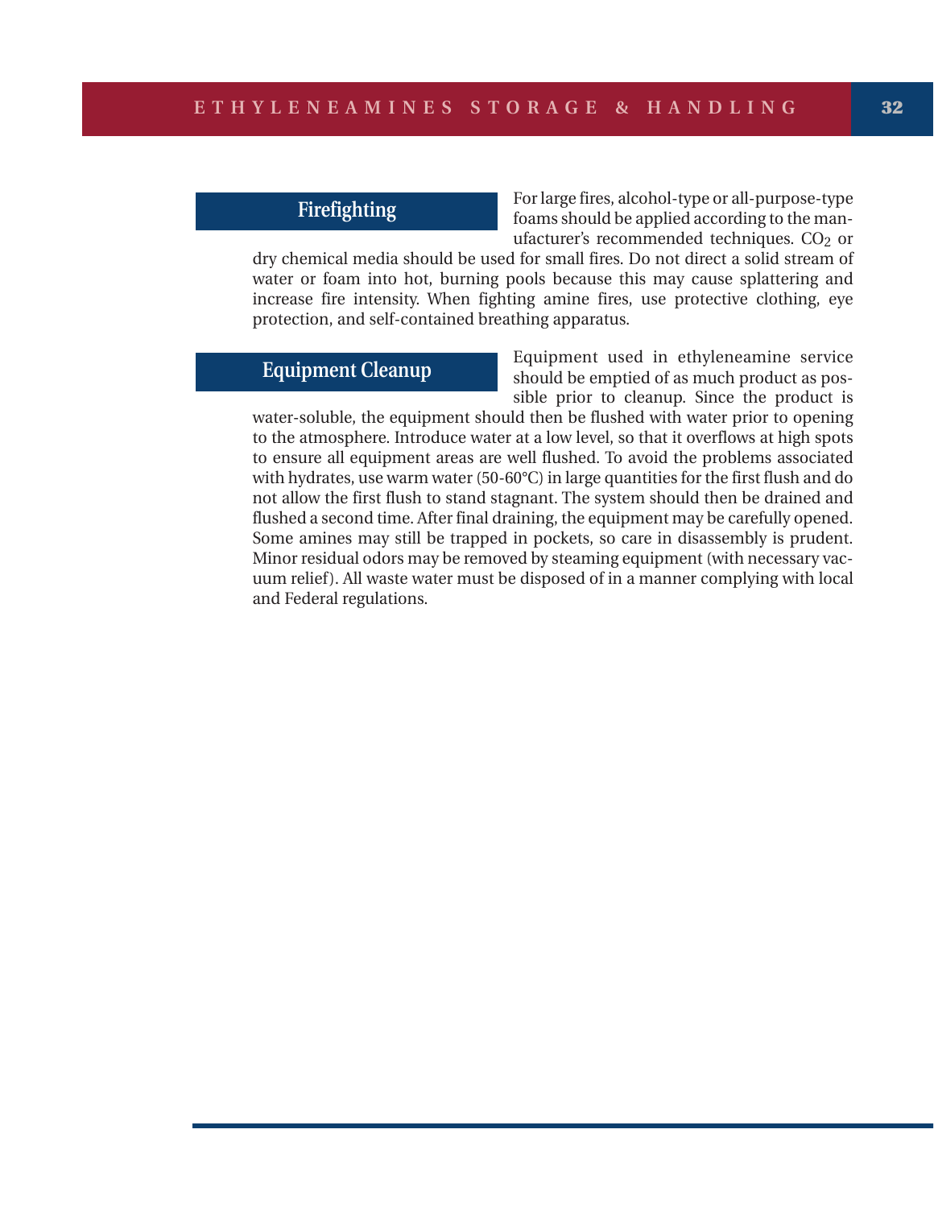## Firefighting

For large fires, alcohol-type or all-purpose-type foams should be applied according to the manufacturer's recommended techniques. $CO_2$ or dry chemical media should be used for small fires. Do not direct a solid stream of water or foam into hot, burning pools because this may cause splattering and increase fire intensity. When fighting amine fires, use protective clothing, eye protection, and self-contained breathing apparatus.

## Equipment Cleanup

Equipment used in ethyleneamine service should be emptied of as much product as possible prior to cleanup. Since the product is water-soluble, the equipment should then be flushed with water prior to opening to the atmosphere. Introduce water at a low level, so that it overflows at high spots to ensure all equipment areas are well flushed. To avoid the problems associated with hydrates, use warm water (50-60°C) in large quantities for the first flush and do not allow the first flush to stand stagnant. The system should then be drained and flushed a second time. After final draining, the equipment may be carefully opened. Some amines may still be trapped in pockets, so care in disassembly is prudent. Minor residual odors may be removed by steaming equipment (with necessary vacuum relief). All waste water must be disposed of in a manner complying with local and Federal regulations.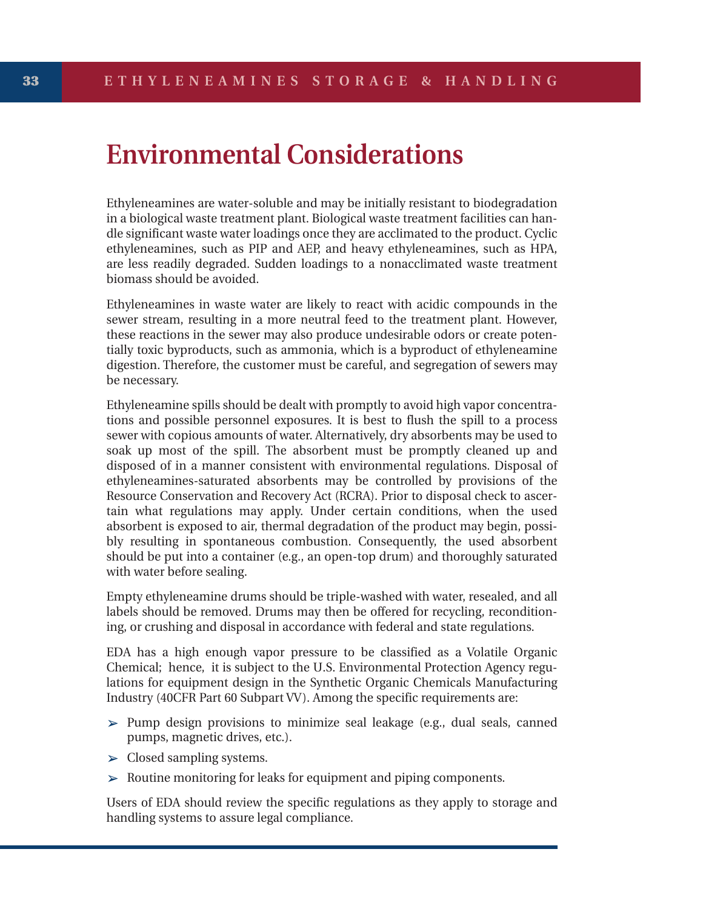# Environmental Considerations

Ethyleneamines are water-soluble and may be initially resistant to biodegradation in a biological waste treatment plant. Biological waste treatment facilities can handle significant waste water loadings once they are acclimated to the product. Cyclic ethyleneamines, such as PIP and AEP, and heavy ethyleneamines, such as HPA, are less readily degraded. Sudden loadings to a nonacclimated waste treatment biomass should be avoided.

Ethyleneamines in waste water are likely to react with acidic compounds in the sewer stream, resulting in a more neutral feed to the treatment plant. However, these reactions in the sewer may also produce undesirable odors or create potentially toxic byproducts, such as ammonia, which is a byproduct of ethyleneamine digestion. Therefore, the customer must be careful, and segregation of sewers may be necessary.

Ethyleneamine spills should be dealt with promptly to avoid high vapor concentrations and possible personnel exposures. It is best to flush the spill to a process sewer with copious amounts of water. Alternatively, dry absorbents may be used to soak up most of the spill. The absorbent must be promptly cleaned up and disposed of in a manner consistent with environmental regulations. Disposal of ethyleneamines-saturated absorbents may be controlled by provisions of the Resource Conservation and Recovery Act (RCRA). Prior to disposal check to ascertain what regulations may apply. Under certain conditions, when the used absorbent is exposed to air, thermal degradation of the product may begin, possibly resulting in spontaneous combustion. Consequently, the used absorbent should be put into a container (e.g., an open-top drum) and thoroughly saturated with water before sealing.

Empty ethyleneamine drums should be triple-washed with water, resealed, and all labels should be removed. Drums may then be offered for recycling, reconditioning, or crushing and disposal in accordance with federal and state regulations.

EDA has a high enough vapor pressure to be classified as a Volatile Organic Chemical; hence, it is subject to the U.S. Environmental Protection Agency regulations for equipment design in the Synthetic Organic Chemicals Manufacturing Industry (40CFR Part 60 Subpart VV). Among the specific requirements are:

- Pump design provisions to minimize seal leakage (e.g., dual seals, canned pumps, magnetic drives, etc.).
- Closed sampling systems.
- Routine monitoring for leaks for equipment and piping components.

Users of EDA should review the specific regulations as they apply to storage and handling systems to assure legal compliance.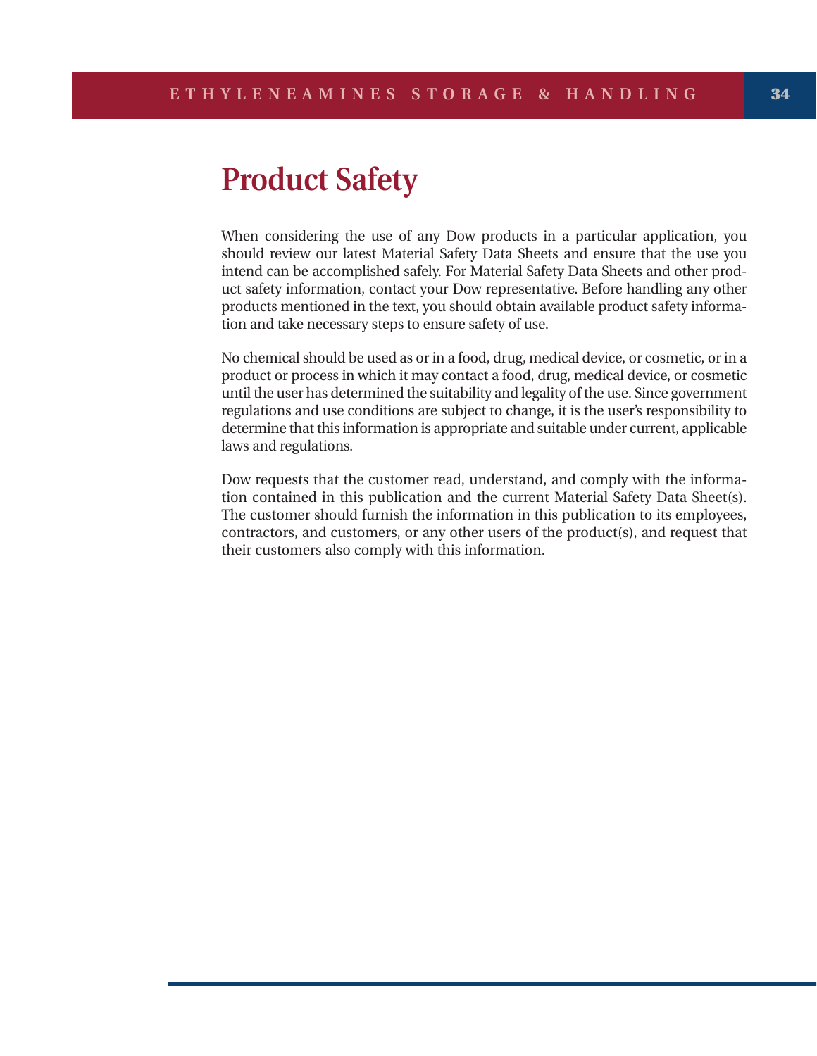# Product Safety

When considering the use of any Dow products in a particular application, you should review our latest Material Safety Data Sheets and ensure that the use you intend can be accomplished safely. For Material Safety Data Sheets and other product safety information, contact your Dow representative. Before handling any other products mentioned in the text, you should obtain available product safety information and take necessary steps to ensure safety of use.

No chemical should be used as or in a food, drug, medical device, or cosmetic, or in a product or process in which it may contact a food, drug, medical device, or cosmetic until the user has determined the suitability and legality of the use. Since government regulations and use conditions are subject to change, it is the user's responsibility to determine that this information is appropriate and suitable under current, applicable laws and regulations.

Dow requests that the customer read, understand, and comply with the information contained in this publication and the current Material Safety Data Sheet(s). The customer should furnish the information in this publication to its employees, contractors, and customers, or any other users of the product(s), and request that their customers also comply with this information.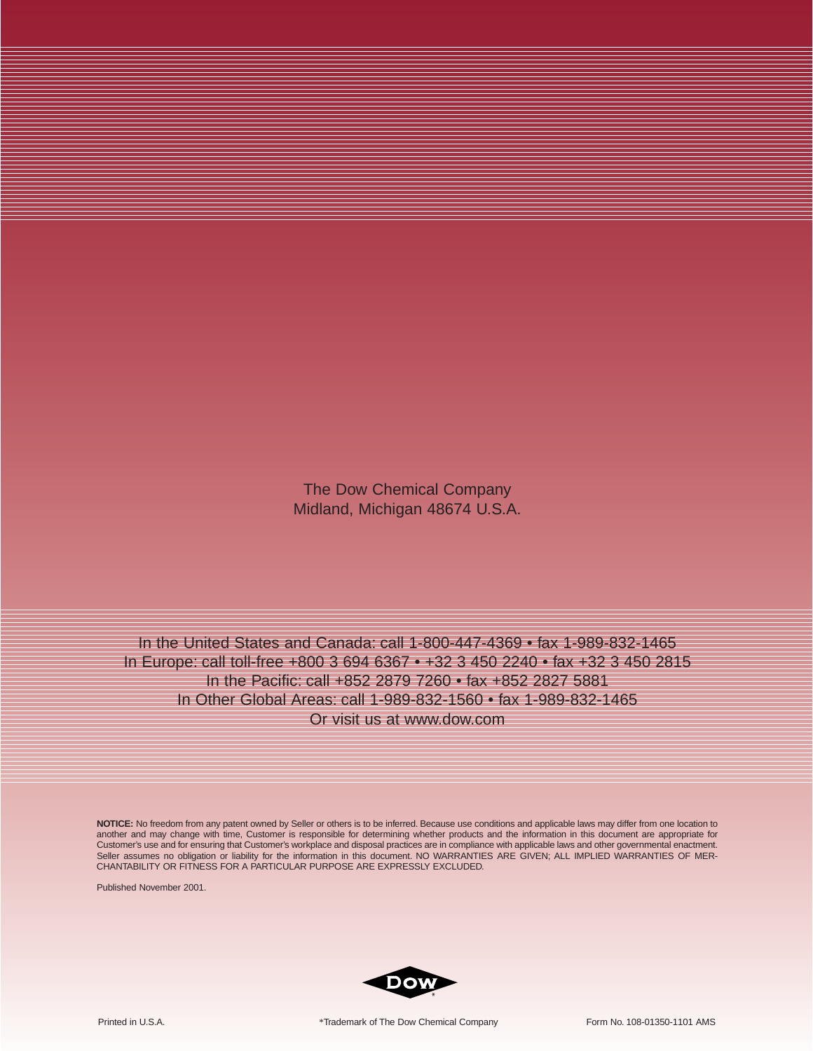The Dow Chemical Company
Midland, Michigan 48674 U.S.A.

In the United States and Canada: call 1-800-447-4369 • fax 1-989-832-1465
In Europe: call toll-free +800 3 694 6367 • +32 3 450 2240 • fax +32 3 450 2815
In the Pacific: call +852 2879 7260 • fax +852 2827 5881
In Other Global Areas: call 1-989-832-1560 • fax 1-989-832-1465
Or visit us at www.dow.com

**NOTICE:** No freedom from any patent owned by Seller or others is to be inferred. Because use conditions and applicable laws may differ from one location to another and may change with time, Customer is responsible for determining whether products and the information in this document are appropriate for Customer's use and for ensuring that Customer's workplace and disposal practices are in compliance with applicable laws and other governmental enactment. Seller assumes no obligation or liability for the information in this document. NO WARRANTIES ARE GIVEN; ALL IMPLIED WARRANTIES OF MERCHANTABILITY OR FITNESS FOR A PARTICULAR PURPOSE ARE EXPRESSLY EXCLUDED.

Published November 2001.

DOW*

Printed in U.S.A.

*Trademark of The Dow Chemical Company

Form No. 108-01350-1101 AMS